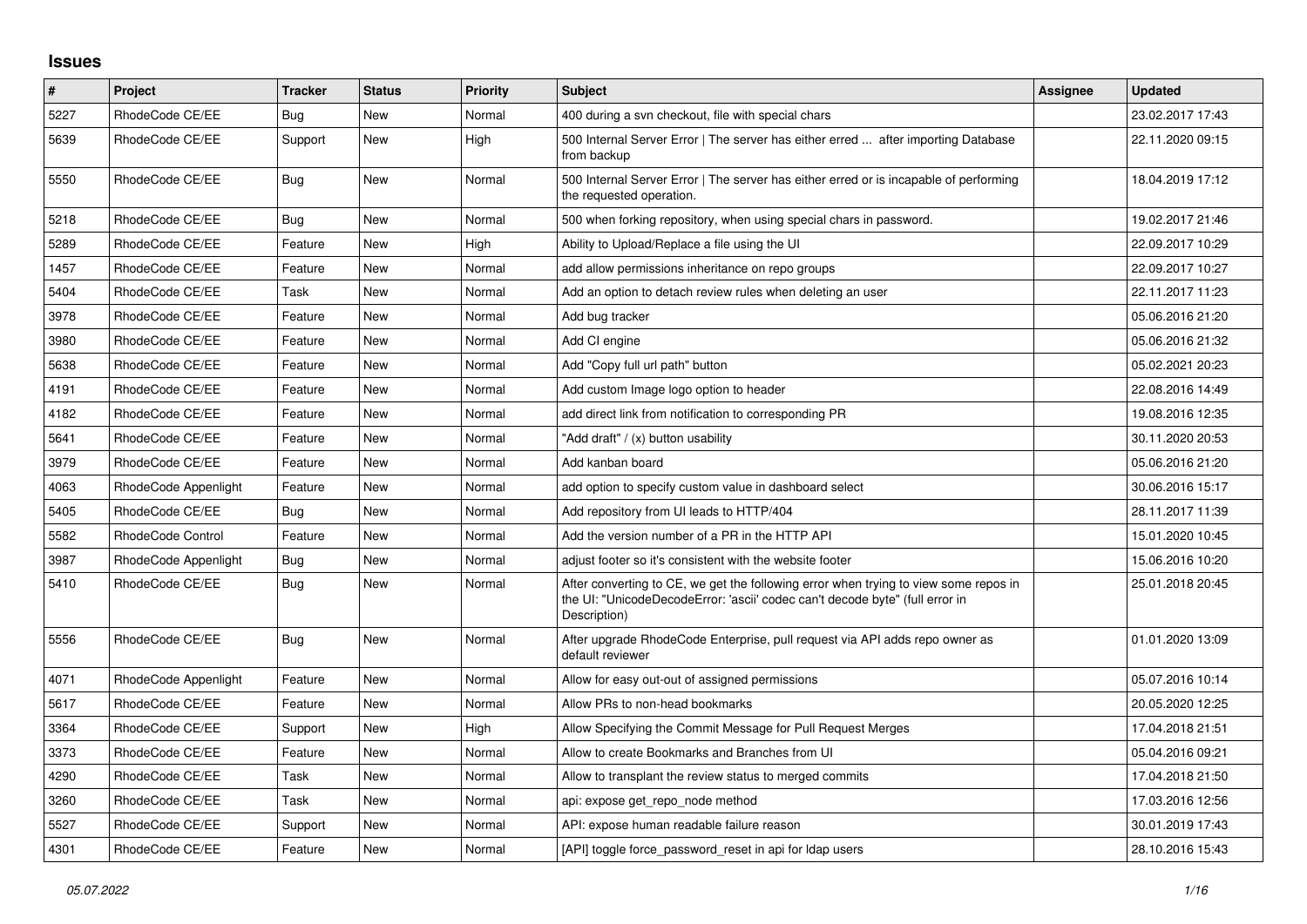## Issues

| # | Project | Tracker | Status | Priority | Subject | Assignee | Updated |
|---|---|---|---|---|---|---|---|
| 5227 | RhodeCode CE/EE | Bug | New | Normal | 400 during a svn checkout, file with special chars | | 23.02.2017 17:43 |
| 5639 | RhodeCode CE/EE | Support | New | High | 500 Internal Server Error \| The server has either erred ... after importing Database from backup | | 22.11.2020 09:15 |
| 5550 | RhodeCode CE/EE | Bug | New | Normal | 500 Internal Server Error \| The server has either erred or is incapable of performing the requested operation. | | 18.04.2019 17:12 |
| 5218 | RhodeCode CE/EE | Bug | New | Normal | 500 when forking repository, when using special chars in password. | | 19.02.2017 21:46 |
| 5289 | RhodeCode CE/EE | Feature | New | High | Ability to Upload/Replace a file using the UI | | 22.09.2017 10:29 |
| 1457 | RhodeCode CE/EE | Feature | New | Normal | add allow permissions inheritance on repo groups | | 22.09.2017 10:27 |
| 5404 | RhodeCode CE/EE | Task | New | Normal | Add an option to detach review rules when deleting an user | | 22.11.2017 11:23 |
| 3978 | RhodeCode CE/EE | Feature | New | Normal | Add bug tracker | | 05.06.2016 21:20 |
| 3980 | RhodeCode CE/EE | Feature | New | Normal | Add CI engine | | 05.06.2016 21:32 |
| 5638 | RhodeCode CE/EE | Feature | New | Normal | Add "Copy full url path" button | | 05.02.2021 20:23 |
| 4191 | RhodeCode CE/EE | Feature | New | Normal | Add custom Image logo option to header | | 22.08.2016 14:49 |
| 4182 | RhodeCode CE/EE | Feature | New | Normal | add direct link from notification to corresponding PR | | 19.08.2016 12:35 |
| 5641 | RhodeCode CE/EE | Feature | New | Normal | "Add draft" / (x) button usability | | 30.11.2020 20:53 |
| 3979 | RhodeCode CE/EE | Feature | New | Normal | Add kanban board | | 05.06.2016 21:20 |
| 4063 | RhodeCode Appenlight | Feature | New | Normal | add option to specify custom value in dashboard select | | 30.06.2016 15:17 |
| 5405 | RhodeCode CE/EE | Bug | New | Normal | Add repository from UI leads to HTTP/404 | | 28.11.2017 11:39 |
| 5582 | RhodeCode Control | Feature | New | Normal | Add the version number of a PR in the HTTP API | | 15.01.2020 10:45 |
| 3987 | RhodeCode Appenlight | Bug | New | Normal | adjust footer so it's consistent with the website footer | | 15.06.2016 10:20 |
| 5410 | RhodeCode CE/EE | Bug | New | Normal | After converting to CE, we get the following error when trying to view some repos in the UI: "UnicodeDecodeError: 'ascii' codec can't decode byte" (full error in Description) | | 25.01.2018 20:45 |
| 5556 | RhodeCode CE/EE | Bug | New | Normal | After upgrade RhodeCode Enterprise, pull request via API adds repo owner as default reviewer | | 01.01.2020 13:09 |
| 4071 | RhodeCode Appenlight | Feature | New | Normal | Allow for easy out-out of assigned permissions | | 05.07.2016 10:14 |
| 5617 | RhodeCode CE/EE | Feature | New | Normal | Allow PRs to non-head bookmarks | | 20.05.2020 12:25 |
| 3364 | RhodeCode CE/EE | Support | New | High | Allow Specifying the Commit Message for Pull Request Merges | | 17.04.2018 21:51 |
| 3373 | RhodeCode CE/EE | Feature | New | Normal | Allow to create Bookmarks and Branches from UI | | 05.04.2016 09:21 |
| 4290 | RhodeCode CE/EE | Task | New | Normal | Allow to transplant the review status to merged commits | | 17.04.2018 21:50 |
| 3260 | RhodeCode CE/EE | Task | New | Normal | api: expose get_repo_node method | | 17.03.2016 12:56 |
| 5527 | RhodeCode CE/EE | Support | New | Normal | API: expose human readable failure reason | | 30.01.2019 17:43 |
| 4301 | RhodeCode CE/EE | Feature | New | Normal | [API] toggle force_password_reset in api for ldap users | | 28.10.2016 15:43 |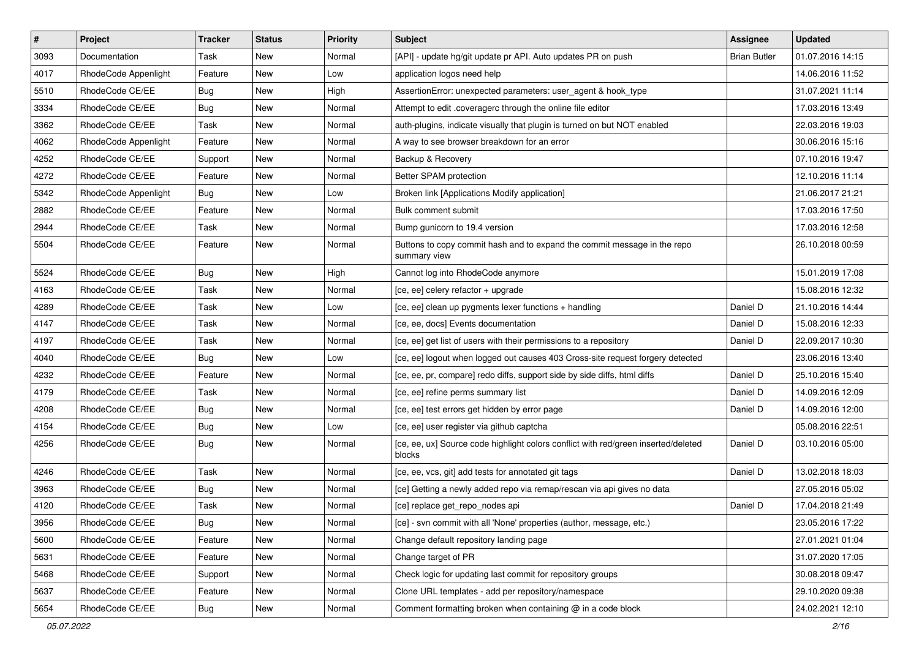| # | Project | Tracker | Status | Priority | Subject | Assignee | Updated |
|---|---|---|---|---|---|---|---|
| 3093 | Documentation | Task | New | Normal | [API] - update hg/git update pr API. Auto updates PR on push | Brian Butler | 01.07.2016 14:15 |
| 4017 | RhodeCode Appenlight | Feature | New | Low | application logos need help | | 14.06.2016 11:52 |
| 5510 | RhodeCode CE/EE | Bug | New | High | AssertionError: unexpected parameters: user_agent & hook_type | | 31.07.2021 11:14 |
| 3334 | RhodeCode CE/EE | Bug | New | Normal | Attempt to edit .coveragerc through the online file editor | | 17.03.2016 13:49 |
| 3362 | RhodeCode CE/EE | Task | New | Normal | auth-plugins, indicate visually that plugin is turned on but NOT enabled | | 22.03.2016 19:03 |
| 4062 | RhodeCode Appenlight | Feature | New | Normal | A way to see browser breakdown for an error | | 30.06.2016 15:16 |
| 4252 | RhodeCode CE/EE | Support | New | Normal | Backup & Recovery | | 07.10.2016 19:47 |
| 4272 | RhodeCode CE/EE | Feature | New | Normal | Better SPAM protection | | 12.10.2016 11:14 |
| 5342 | RhodeCode Appenlight | Bug | New | Low | Broken link [Applications Modify application] | | 21.06.2017 21:21 |
| 2882 | RhodeCode CE/EE | Feature | New | Normal | Bulk comment submit | | 17.03.2016 17:50 |
| 2944 | RhodeCode CE/EE | Task | New | Normal | Bump gunicorn to 19.4 version | | 17.03.2016 12:58 |
| 5504 | RhodeCode CE/EE | Feature | New | Normal | Buttons to copy commit hash and to expand the commit message in the repo summary view | | 26.10.2018 00:59 |
| 5524 | RhodeCode CE/EE | Bug | New | High | Cannot log into RhodeCode anymore | | 15.01.2019 17:08 |
| 4163 | RhodeCode CE/EE | Task | New | Normal | [ce, ee] celery refactor + upgrade | | 15.08.2016 12:32 |
| 4289 | RhodeCode CE/EE | Task | New | Low | [ce, ee] clean up pygments lexer functions + handling | Daniel D | 21.10.2016 14:44 |
| 4147 | RhodeCode CE/EE | Task | New | Normal | [ce, ee, docs] Events documentation | Daniel D | 15.08.2016 12:33 |
| 4197 | RhodeCode CE/EE | Task | New | Normal | [ce, ee] get list of users with their permissions to a repository | Daniel D | 22.09.2017 10:30 |
| 4040 | RhodeCode CE/EE | Bug | New | Low | [ce, ee] logout when logged out causes 403 Cross-site request forgery detected | | 23.06.2016 13:40 |
| 4232 | RhodeCode CE/EE | Feature | New | Normal | [ce, ee, pr, compare] redo diffs, support side by side diffs, html diffs | Daniel D | 25.10.2016 15:40 |
| 4179 | RhodeCode CE/EE | Task | New | Normal | [ce, ee] refine perms summary list | Daniel D | 14.09.2016 12:09 |
| 4208 | RhodeCode CE/EE | Bug | New | Normal | [ce, ee] test errors get hidden by error page | Daniel D | 14.09.2016 12:00 |
| 4154 | RhodeCode CE/EE | Bug | New | Low | [ce, ee] user register via github captcha | | 05.08.2016 22:51 |
| 4256 | RhodeCode CE/EE | Bug | New | Normal | [ce, ee, ux] Source code highlight colors conflict with red/green inserted/deleted blocks | Daniel D | 03.10.2016 05:00 |
| 4246 | RhodeCode CE/EE | Task | New | Normal | [ce, ee, vcs, git] add tests for annotated git tags | Daniel D | 13.02.2018 18:03 |
| 3963 | RhodeCode CE/EE | Bug | New | Normal | [ce] Getting a newly added repo via remap/rescan via api gives no data | | 27.05.2016 05:02 |
| 4120 | RhodeCode CE/EE | Task | New | Normal | [ce] replace get_repo_nodes api | Daniel D | 17.04.2018 21:49 |
| 3956 | RhodeCode CE/EE | Bug | New | Normal | [ce] - svn commit with all 'None' properties (author, message, etc.) | | 23.05.2016 17:22 |
| 5600 | RhodeCode CE/EE | Feature | New | Normal | Change default repository landing page | | 27.01.2021 01:04 |
| 5631 | RhodeCode CE/EE | Feature | New | Normal | Change target of PR | | 31.07.2020 17:05 |
| 5468 | RhodeCode CE/EE | Support | New | Normal | Check logic for updating last commit for repository groups | | 30.08.2018 09:47 |
| 5637 | RhodeCode CE/EE | Feature | New | Normal | Clone URL templates - add per repository/namespace | | 29.10.2020 09:38 |
| 5654 | RhodeCode CE/EE | Bug | New | Normal | Comment formatting broken when containing @ in a code block | | 24.02.2021 12:10 |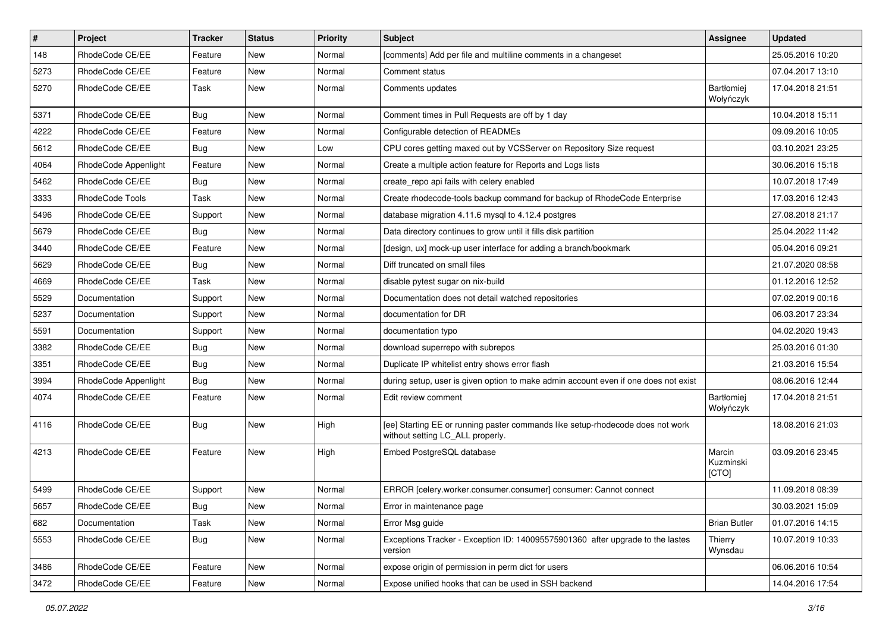| # | Project | Tracker | Status | Priority | Subject | Assignee | Updated |
|---|---|---|---|---|---|---|---|
| 148 | RhodeCode CE/EE | Feature | New | Normal | [comments] Add per file and multiline comments in a changeset | | 25.05.2016 10:20 |
| 5273 | RhodeCode CE/EE | Feature | New | Normal | Comment status | | 07.04.2017 13:10 |
| 5270 | RhodeCode CE/EE | Task | New | Normal | Comments updates | Bartłomiej Wołyńczyk | 17.04.2018 21:51 |
| 5371 | RhodeCode CE/EE | Bug | New | Normal | Comment times in Pull Requests are off by 1 day | | 10.04.2018 15:11 |
| 4222 | RhodeCode CE/EE | Feature | New | Normal | Configurable detection of READMEs | | 09.09.2016 10:05 |
| 5612 | RhodeCode CE/EE | Bug | New | Low | CPU cores getting maxed out by VCSServer on Repository Size request | | 03.10.2021 23:25 |
| 4064 | RhodeCode Appenlight | Feature | New | Normal | Create a multiple action feature for Reports and Logs lists | | 30.06.2016 15:18 |
| 5462 | RhodeCode CE/EE | Bug | New | Normal | create_repo api fails with celery enabled | | 10.07.2018 17:49 |
| 3333 | RhodeCode Tools | Task | New | Normal | Create rhodecode-tools backup command for backup of RhodeCode Enterprise | | 17.03.2016 12:43 |
| 5496 | RhodeCode CE/EE | Support | New | Normal | database migration 4.11.6 mysql to 4.12.4 postgres | | 27.08.2018 21:17 |
| 5679 | RhodeCode CE/EE | Bug | New | Normal | Data directory continues to grow until it fills disk partition | | 25.04.2022 11:42 |
| 3440 | RhodeCode CE/EE | Feature | New | Normal | [design, ux] mock-up user interface for adding a branch/bookmark | | 05.04.2016 09:21 |
| 5629 | RhodeCode CE/EE | Bug | New | Normal | Diff truncated on small files | | 21.07.2020 08:58 |
| 4669 | RhodeCode CE/EE | Task | New | Normal | disable pytest sugar on nix-build | | 01.12.2016 12:52 |
| 5529 | Documentation | Support | New | Normal | Documentation does not detail watched repositories | | 07.02.2019 00:16 |
| 5237 | Documentation | Support | New | Normal | documentation for DR | | 06.03.2017 23:34 |
| 5591 | Documentation | Support | New | Normal | documentation typo | | 04.02.2020 19:43 |
| 3382 | RhodeCode CE/EE | Bug | New | Normal | download superrepo with subrepos | | 25.03.2016 01:30 |
| 3351 | RhodeCode CE/EE | Bug | New | Normal | Duplicate IP whitelist entry shows error flash | | 21.03.2016 15:54 |
| 3994 | RhodeCode Appenlight | Bug | New | Normal | during setup, user is given option to make admin account even if one does not exist | | 08.06.2016 12:44 |
| 4074 | RhodeCode CE/EE | Feature | New | Normal | Edit review comment | Bartłomiej Wołyńczyk | 17.04.2018 21:51 |
| 4116 | RhodeCode CE/EE | Bug | New | High | [ee] Starting EE or running paster commands like setup-rhodecode does not work without setting LC_ALL properly. | | 18.08.2016 21:03 |
| 4213 | RhodeCode CE/EE | Feature | New | High | Embed PostgreSQL database | Marcin Kuzminski [CTO] | 03.09.2016 23:45 |
| 5499 | RhodeCode CE/EE | Support | New | Normal | ERROR [celery.worker.consumer.consumer] consumer: Cannot connect | | 11.09.2018 08:39 |
| 5657 | RhodeCode CE/EE | Bug | New | Normal | Error in maintenance page | | 30.03.2021 15:09 |
| 682 | Documentation | Task | New | Normal | Error Msg guide | Brian Butler | 01.07.2016 14:15 |
| 5553 | RhodeCode CE/EE | Bug | New | Normal | Exceptions Tracker - Exception ID: 140095575901360 after upgrade to the lastes version | Thierry Wynsdau | 10.07.2019 10:33 |
| 3486 | RhodeCode CE/EE | Feature | New | Normal | expose origin of permission in perm dict for users | | 06.06.2016 10:54 |
| 3472 | RhodeCode CE/EE | Feature | New | Normal | Expose unified hooks that can be used in SSH backend | | 14.04.2016 17:54 |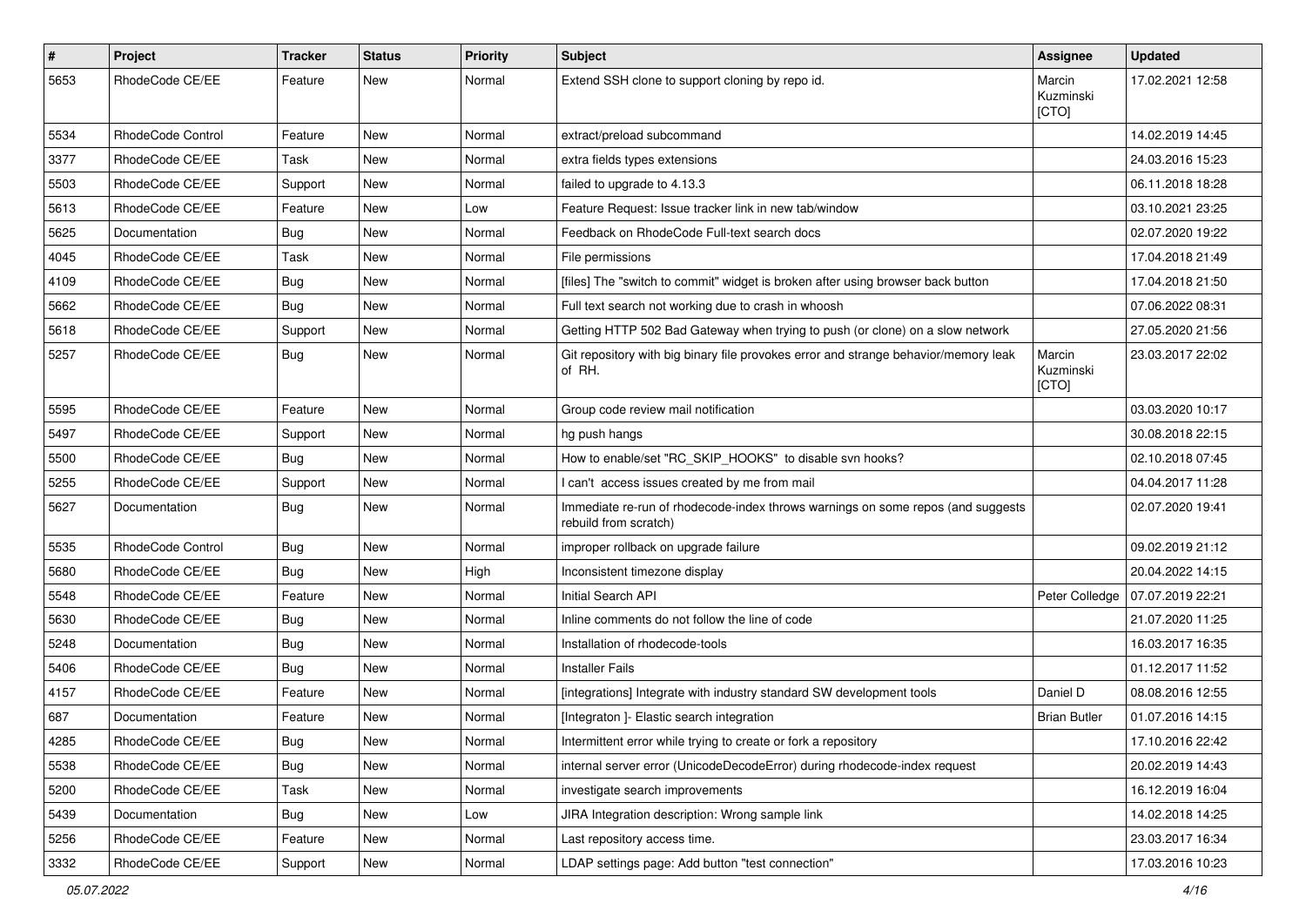| # | Project | Tracker | Status | Priority | Subject | Assignee | Updated |
|---|---|---|---|---|---|---|---|
| 5653 | RhodeCode CE/EE | Feature | New | Normal | Extend SSH clone to support cloning by repo id. | Marcin Kuzminski [CTO] | 17.02.2021 12:58 |
| 5534 | RhodeCode Control | Feature | New | Normal | extract/preload subcommand | | 14.02.2019 14:45 |
| 3377 | RhodeCode CE/EE | Task | New | Normal | extra fields types extensions | | 24.03.2016 15:23 |
| 5503 | RhodeCode CE/EE | Support | New | Normal | failed to upgrade to 4.13.3 | | 06.11.2018 18:28 |
| 5613 | RhodeCode CE/EE | Feature | New | Low | Feature Request: Issue tracker link in new tab/window | | 03.10.2021 23:25 |
| 5625 | Documentation | Bug | New | Normal | Feedback on RhodeCode Full-text search docs | | 02.07.2020 19:22 |
| 4045 | RhodeCode CE/EE | Task | New | Normal | File permissions | | 17.04.2018 21:49 |
| 4109 | RhodeCode CE/EE | Bug | New | Normal | [files] The "switch to commit" widget is broken after using browser back button | | 17.04.2018 21:50 |
| 5662 | RhodeCode CE/EE | Bug | New | Normal | Full text search not working due to crash in whoosh | | 07.06.2022 08:31 |
| 5618 | RhodeCode CE/EE | Support | New | Normal | Getting HTTP 502 Bad Gateway when trying to push (or clone) on a slow network | | 27.05.2020 21:56 |
| 5257 | RhodeCode CE/EE | Bug | New | Normal | Git repository with big binary file provokes error and strange behavior/memory leak of RH. | Marcin Kuzminski [CTO] | 23.03.2017 22:02 |
| 5595 | RhodeCode CE/EE | Feature | New | Normal | Group code review mail notification | | 03.03.2020 10:17 |
| 5497 | RhodeCode CE/EE | Support | New | Normal | hg push hangs | | 30.08.2018 22:15 |
| 5500 | RhodeCode CE/EE | Bug | New | Normal | How to enable/set "RC_SKIP_HOOKS" to disable svn hooks? | | 02.10.2018 07:45 |
| 5255 | RhodeCode CE/EE | Support | New | Normal | I can't access issues created by me from mail | | 04.04.2017 11:28 |
| 5627 | Documentation | Bug | New | Normal | Immediate re-run of rhodecode-index throws warnings on some repos (and suggests rebuild from scratch) | | 02.07.2020 19:41 |
| 5535 | RhodeCode Control | Bug | New | Normal | improper rollback on upgrade failure | | 09.02.2019 21:12 |
| 5680 | RhodeCode CE/EE | Bug | New | High | Inconsistent timezone display | | 20.04.2022 14:15 |
| 5548 | RhodeCode CE/EE | Feature | New | Normal | Initial Search API | Peter Colledge | 07.07.2019 22:21 |
| 5630 | RhodeCode CE/EE | Bug | New | Normal | Inline comments do not follow the line of code | | 21.07.2020 11:25 |
| 5248 | Documentation | Bug | New | Normal | Installation of rhodecode-tools | | 16.03.2017 16:35 |
| 5406 | RhodeCode CE/EE | Bug | New | Normal | Installer Fails | | 01.12.2017 11:52 |
| 4157 | RhodeCode CE/EE | Feature | New | Normal | [integrations] Integrate with industry standard SW development tools | Daniel D | 08.08.2016 12:55 |
| 687 | Documentation | Feature | New | Normal | [Integraton ]- Elastic search integration | Brian Butler | 01.07.2016 14:15 |
| 4285 | RhodeCode CE/EE | Bug | New | Normal | Intermittent error while trying to create or fork a repository | | 17.10.2016 22:42 |
| 5538 | RhodeCode CE/EE | Bug | New | Normal | internal server error (UnicodeDecodeError) during rhodecode-index request | | 20.02.2019 14:43 |
| 5200 | RhodeCode CE/EE | Task | New | Normal | investigate search improvements | | 16.12.2019 16:04 |
| 5439 | Documentation | Bug | New | Low | JIRA Integration description: Wrong sample link | | 14.02.2018 14:25 |
| 5256 | RhodeCode CE/EE | Feature | New | Normal | Last repository access time. | | 23.03.2017 16:34 |
| 3332 | RhodeCode CE/EE | Support | New | Normal | LDAP settings page: Add button "test connection" | | 17.03.2016 10:23 |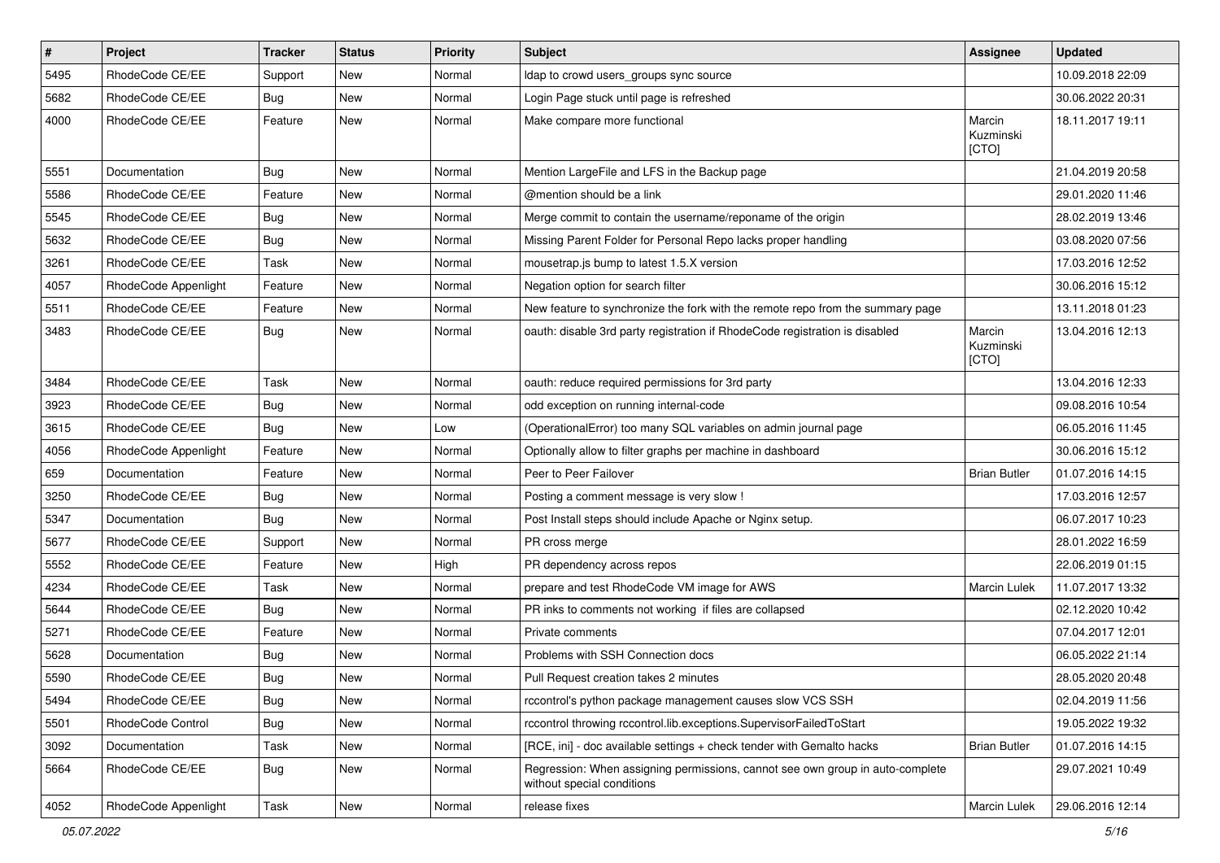| # | Project | Tracker | Status | Priority | Subject | Assignee | Updated |
|---|---|---|---|---|---|---|---|
| 5495 | RhodeCode CE/EE | Support | New | Normal | ldap to crowd users_groups sync source | | 10.09.2018 22:09 |
| 5682 | RhodeCode CE/EE | Bug | New | Normal | Login Page stuck until page is refreshed | | 30.06.2022 20:31 |
| 4000 | RhodeCode CE/EE | Feature | New | Normal | Make compare more functional | Marcin Kuzminski [CTO] | 18.11.2017 19:11 |
| 5551 | Documentation | Bug | New | Normal | Mention LargeFile and LFS in the Backup page | | 21.04.2019 20:58 |
| 5586 | RhodeCode CE/EE | Feature | New | Normal | @mention should be a link | | 29.01.2020 11:46 |
| 5545 | RhodeCode CE/EE | Bug | New | Normal | Merge commit to contain the username/reponame of the origin | | 28.02.2019 13:46 |
| 5632 | RhodeCode CE/EE | Bug | New | Normal | Missing Parent Folder for Personal Repo lacks proper handling | | 03.08.2020 07:56 |
| 3261 | RhodeCode CE/EE | Task | New | Normal | mousetrap.js bump to latest 1.5.X version | | 17.03.2016 12:52 |
| 4057 | RhodeCode Appenlight | Feature | New | Normal | Negation option for search filter | | 30.06.2016 15:12 |
| 5511 | RhodeCode CE/EE | Feature | New | Normal | New feature to synchronize the fork with the remote repo from the summary page | | 13.11.2018 01:23 |
| 3483 | RhodeCode CE/EE | Bug | New | Normal | oauth: disable 3rd party registration if RhodeCode registration is disabled | Marcin Kuzminski [CTO] | 13.04.2016 12:13 |
| 3484 | RhodeCode CE/EE | Task | New | Normal | oauth: reduce required permissions for 3rd party | | 13.04.2016 12:33 |
| 3923 | RhodeCode CE/EE | Bug | New | Normal | odd exception on running internal-code | | 09.08.2016 10:54 |
| 3615 | RhodeCode CE/EE | Bug | New | Low | (OperationalError) too many SQL variables on admin journal page | | 06.05.2016 11:45 |
| 4056 | RhodeCode Appenlight | Feature | New | Normal | Optionally allow to filter graphs per machine in dashboard | | 30.06.2016 15:12 |
| 659 | Documentation | Feature | New | Normal | Peer to Peer Failover | Brian Butler | 01.07.2016 14:15 |
| 3250 | RhodeCode CE/EE | Bug | New | Normal | Posting a comment message is very slow ! | | 17.03.2016 12:57 |
| 5347 | Documentation | Bug | New | Normal | Post Install steps should include Apache or Nginx setup. | | 06.07.2017 10:23 |
| 5677 | RhodeCode CE/EE | Support | New | Normal | PR cross merge | | 28.01.2022 16:59 |
| 5552 | RhodeCode CE/EE | Feature | New | High | PR dependency across repos | | 22.06.2019 01:15 |
| 4234 | RhodeCode CE/EE | Task | New | Normal | prepare and test RhodeCode VM image for AWS | Marcin Lulek | 11.07.2017 13:32 |
| 5644 | RhodeCode CE/EE | Bug | New | Normal | PR inks to comments not working if files are collapsed | | 02.12.2020 10:42 |
| 5271 | RhodeCode CE/EE | Feature | New | Normal | Private comments | | 07.04.2017 12:01 |
| 5628 | Documentation | Bug | New | Normal | Problems with SSH Connection docs | | 06.05.2022 21:14 |
| 5590 | RhodeCode CE/EE | Bug | New | Normal | Pull Request creation takes 2 minutes | | 28.05.2020 20:48 |
| 5494 | RhodeCode CE/EE | Bug | New | Normal | rccontrol's python package management causes slow VCS SSH | | 02.04.2019 11:56 |
| 5501 | RhodeCode Control | Bug | New | Normal | rccontrol throwing rccontrol.lib.exceptions.SupervisorFailedToStart | | 19.05.2022 19:32 |
| 3092 | Documentation | Task | New | Normal | [RCE, ini] - doc available settings + check tender with Gemalto hacks | Brian Butler | 01.07.2016 14:15 |
| 5664 | RhodeCode CE/EE | Bug | New | Normal | Regression: When assigning permissions, cannot see own group in auto-complete without special conditions | | 29.07.2021 10:49 |
| 4052 | RhodeCode Appenlight | Task | New | Normal | release fixes | Marcin Lulek | 29.06.2016 12:14 |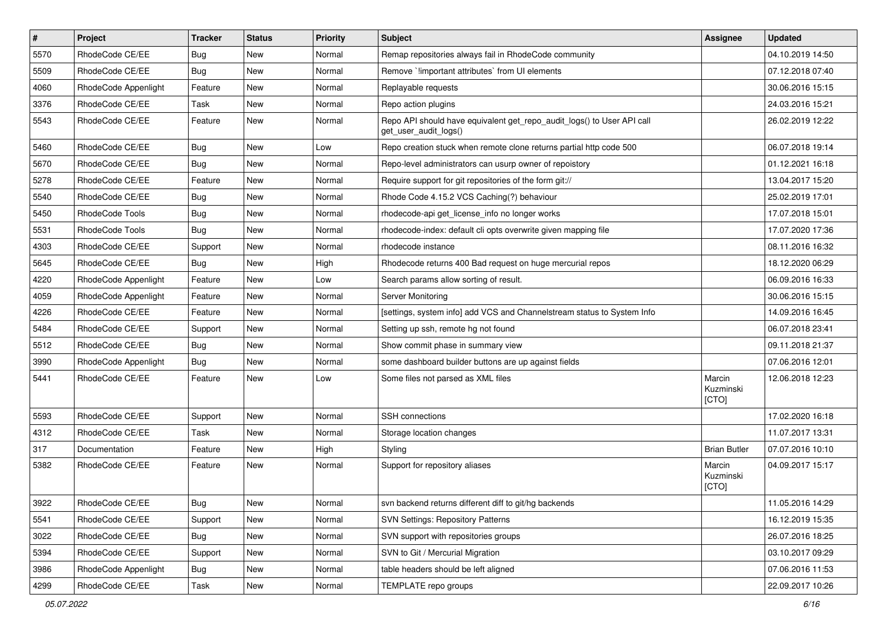| # | Project | Tracker | Status | Priority | Subject | Assignee | Updated |
| --- | --- | --- | --- | --- | --- | --- | --- |
| 5570 | RhodeCode CE/EE | Bug | New | Normal | Remap repositories always fail in RhodeCode community | | 04.10.2019 14:50 |
| 5509 | RhodeCode CE/EE | Bug | New | Normal | Remove `!important attributes` from UI elements | | 07.12.2018 07:40 |
| 4060 | RhodeCode Appenlight | Feature | New | Normal | Replayable requests | | 30.06.2016 15:15 |
| 3376 | RhodeCode CE/EE | Task | New | Normal | Repo action plugins | | 24.03.2016 15:21 |
| 5543 | RhodeCode CE/EE | Feature | New | Normal | Repo API should have equivalent get_repo_audit_logs() to User API call get_user_audit_logs() | | 26.02.2019 12:22 |
| 5460 | RhodeCode CE/EE | Bug | New | Low | Repo creation stuck when remote clone returns partial http code 500 | | 06.07.2018 19:14 |
| 5670 | RhodeCode CE/EE | Bug | New | Normal | Repo-level administrators can usurp owner of repoistory | | 01.12.2021 16:18 |
| 5278 | RhodeCode CE/EE | Feature | New | Normal | Require support for git repositories of the form git:// | | 13.04.2017 15:20 |
| 5540 | RhodeCode CE/EE | Bug | New | Normal | Rhode Code 4.15.2 VCS Caching(?) behaviour | | 25.02.2019 17:01 |
| 5450 | RhodeCode Tools | Bug | New | Normal | rhodecode-api get_license_info no longer works | | 17.07.2018 15:01 |
| 5531 | RhodeCode Tools | Bug | New | Normal | rhodecode-index: default cli opts overwrite given mapping file | | 17.07.2020 17:36 |
| 4303 | RhodeCode CE/EE | Support | New | Normal | rhodecode instance | | 08.11.2016 16:32 |
| 5645 | RhodeCode CE/EE | Bug | New | High | Rhodecode returns 400 Bad request on huge mercurial repos | | 18.12.2020 06:29 |
| 4220 | RhodeCode Appenlight | Feature | New | Low | Search params allow sorting of result. | | 06.09.2016 16:33 |
| 4059 | RhodeCode Appenlight | Feature | New | Normal | Server Monitoring | | 30.06.2016 15:15 |
| 4226 | RhodeCode CE/EE | Feature | New | Normal | [settings, system info] add VCS and Channelstream status to System Info | | 14.09.2016 16:45 |
| 5484 | RhodeCode CE/EE | Support | New | Normal | Setting up ssh, remote hg not found | | 06.07.2018 23:41 |
| 5512 | RhodeCode CE/EE | Bug | New | Normal | Show commit phase in summary view | | 09.11.2018 21:37 |
| 3990 | RhodeCode Appenlight | Bug | New | Normal | some dashboard builder buttons are up against fields | | 07.06.2016 12:01 |
| 5441 | RhodeCode CE/EE | Feature | New | Low | Some files not parsed as XML files | Marcin Kuzminski [CTO] | 12.06.2018 12:23 |
| 5593 | RhodeCode CE/EE | Support | New | Normal | SSH connections | | 17.02.2020 16:18 |
| 4312 | RhodeCode CE/EE | Task | New | Normal | Storage location changes | | 11.07.2017 13:31 |
| 317 | Documentation | Feature | New | High | Styling | Brian Butler | 07.07.2016 10:10 |
| 5382 | RhodeCode CE/EE | Feature | New | Normal | Support for repository aliases | Marcin Kuzminski [CTO] | 04.09.2017 15:17 |
| 3922 | RhodeCode CE/EE | Bug | New | Normal | svn backend returns different diff to git/hg backends | | 11.05.2016 14:29 |
| 5541 | RhodeCode CE/EE | Support | New | Normal | SVN Settings: Repository Patterns | | 16.12.2019 15:35 |
| 3022 | RhodeCode CE/EE | Bug | New | Normal | SVN support with repositories groups | | 26.07.2016 18:25 |
| 5394 | RhodeCode CE/EE | Support | New | Normal | SVN to Git / Mercurial Migration | | 03.10.2017 09:29 |
| 3986 | RhodeCode Appenlight | Bug | New | Normal | table headers should be left aligned | | 07.06.2016 11:53 |
| 4299 | RhodeCode CE/EE | Task | New | Normal | TEMPLATE repo groups | | 22.09.2017 10:26 |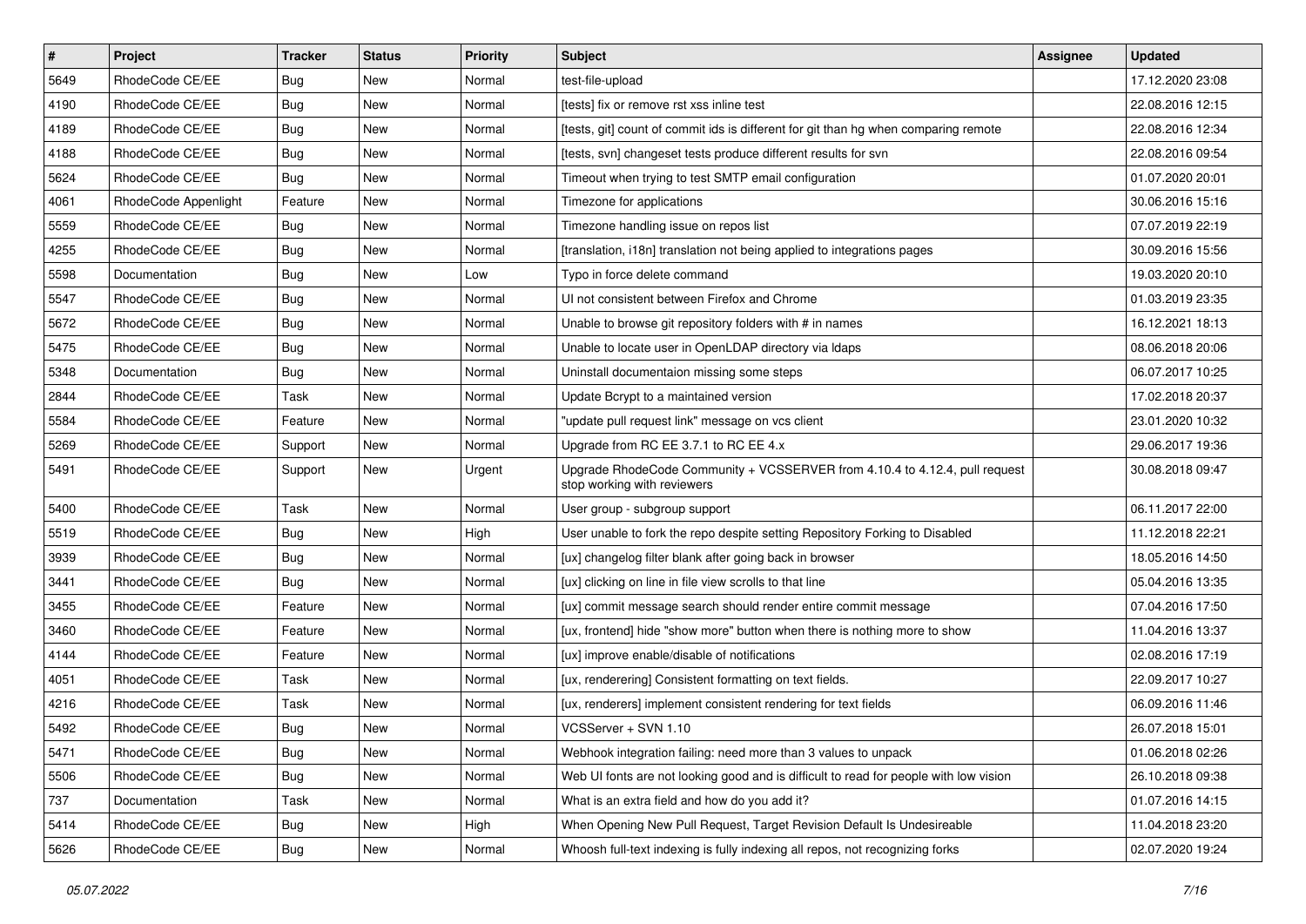| # | Project | Tracker | Status | Priority | Subject | Assignee | Updated |
| --- | --- | --- | --- | --- | --- | --- | --- |
| 5649 | RhodeCode CE/EE | Bug | New | Normal | test-file-upload | | 17.12.2020 23:08 |
| 4190 | RhodeCode CE/EE | Bug | New | Normal | [tests] fix or remove rst xss inline test | | 22.08.2016 12:15 |
| 4189 | RhodeCode CE/EE | Bug | New | Normal | [tests, git] count of commit ids is different for git than hg when comparing remote | | 22.08.2016 12:34 |
| 4188 | RhodeCode CE/EE | Bug | New | Normal | [tests, svn] changeset tests produce different results for svn | | 22.08.2016 09:54 |
| 5624 | RhodeCode CE/EE | Bug | New | Normal | Timeout when trying to test SMTP email configuration | | 01.07.2020 20:01 |
| 4061 | RhodeCode Appenlight | Feature | New | Normal | Timezone for applications | | 30.06.2016 15:16 |
| 5559 | RhodeCode CE/EE | Bug | New | Normal | Timezone handling issue on repos list | | 07.07.2019 22:19 |
| 4255 | RhodeCode CE/EE | Bug | New | Normal | [translation, i18n] translation not being applied to integrations pages | | 30.09.2016 15:56 |
| 5598 | Documentation | Bug | New | Low | Typo in force delete command | | 19.03.2020 20:10 |
| 5547 | RhodeCode CE/EE | Bug | New | Normal | UI not consistent between Firefox and Chrome | | 01.03.2019 23:35 |
| 5672 | RhodeCode CE/EE | Bug | New | Normal | Unable to browse git repository folders with # in names | | 16.12.2021 18:13 |
| 5475 | RhodeCode CE/EE | Bug | New | Normal | Unable to locate user in OpenLDAP directory via ldaps | | 08.06.2018 20:06 |
| 5348 | Documentation | Bug | New | Normal | Uninstall documentaion missing some steps | | 06.07.2017 10:25 |
| 2844 | RhodeCode CE/EE | Task | New | Normal | Update Bcrypt to a maintained version | | 17.02.2018 20:37 |
| 5584 | RhodeCode CE/EE | Feature | New | Normal | "update pull request link" message on vcs client | | 23.01.2020 10:32 |
| 5269 | RhodeCode CE/EE | Support | New | Normal | Upgrade from RC EE 3.7.1 to RC EE 4.x | | 29.06.2017 19:36 |
| 5491 | RhodeCode CE/EE | Support | New | Urgent | Upgrade RhodeCode Community + VCSSERVER from 4.10.4 to 4.12.4, pull request stop working with reviewers | | 30.08.2018 09:47 |
| 5400 | RhodeCode CE/EE | Task | New | Normal | User group - subgroup support | | 06.11.2017 22:00 |
| 5519 | RhodeCode CE/EE | Bug | New | High | User unable to fork the repo despite setting Repository Forking to Disabled | | 11.12.2018 22:21 |
| 3939 | RhodeCode CE/EE | Bug | New | Normal | [ux] changelog filter blank after going back in browser | | 18.05.2016 14:50 |
| 3441 | RhodeCode CE/EE | Bug | New | Normal | [ux] clicking on line in file view scrolls to that line | | 05.04.2016 13:35 |
| 3455 | RhodeCode CE/EE | Feature | New | Normal | [ux] commit message search should render entire commit message | | 07.04.2016 17:50 |
| 3460 | RhodeCode CE/EE | Feature | New | Normal | [ux, frontend] hide "show more" button when there is nothing more to show | | 11.04.2016 13:37 |
| 4144 | RhodeCode CE/EE | Feature | New | Normal | [ux] improve enable/disable of notifications | | 02.08.2016 17:19 |
| 4051 | RhodeCode CE/EE | Task | New | Normal | [ux, renderering] Consistent formatting on text fields. | | 22.09.2017 10:27 |
| 4216 | RhodeCode CE/EE | Task | New | Normal | [ux, renderers] implement consistent rendering for text fields | | 06.09.2016 11:46 |
| 5492 | RhodeCode CE/EE | Bug | New | Normal | VCSServer + SVN 1.10 | | 26.07.2018 15:01 |
| 5471 | RhodeCode CE/EE | Bug | New | Normal | Webhook integration failing: need more than 3 values to unpack | | 01.06.2018 02:26 |
| 5506 | RhodeCode CE/EE | Bug | New | Normal | Web UI fonts are not looking good and is difficult to read for people with low vision | | 26.10.2018 09:38 |
| 737 | Documentation | Task | New | Normal | What is an extra field and how do you add it? | | 01.07.2016 14:15 |
| 5414 | RhodeCode CE/EE | Bug | New | High | When Opening New Pull Request, Target Revision Default Is Undesireable | | 11.04.2018 23:20 |
| 5626 | RhodeCode CE/EE | Bug | New | Normal | Whoosh full-text indexing is fully indexing all repos, not recognizing forks | | 02.07.2020 19:24 |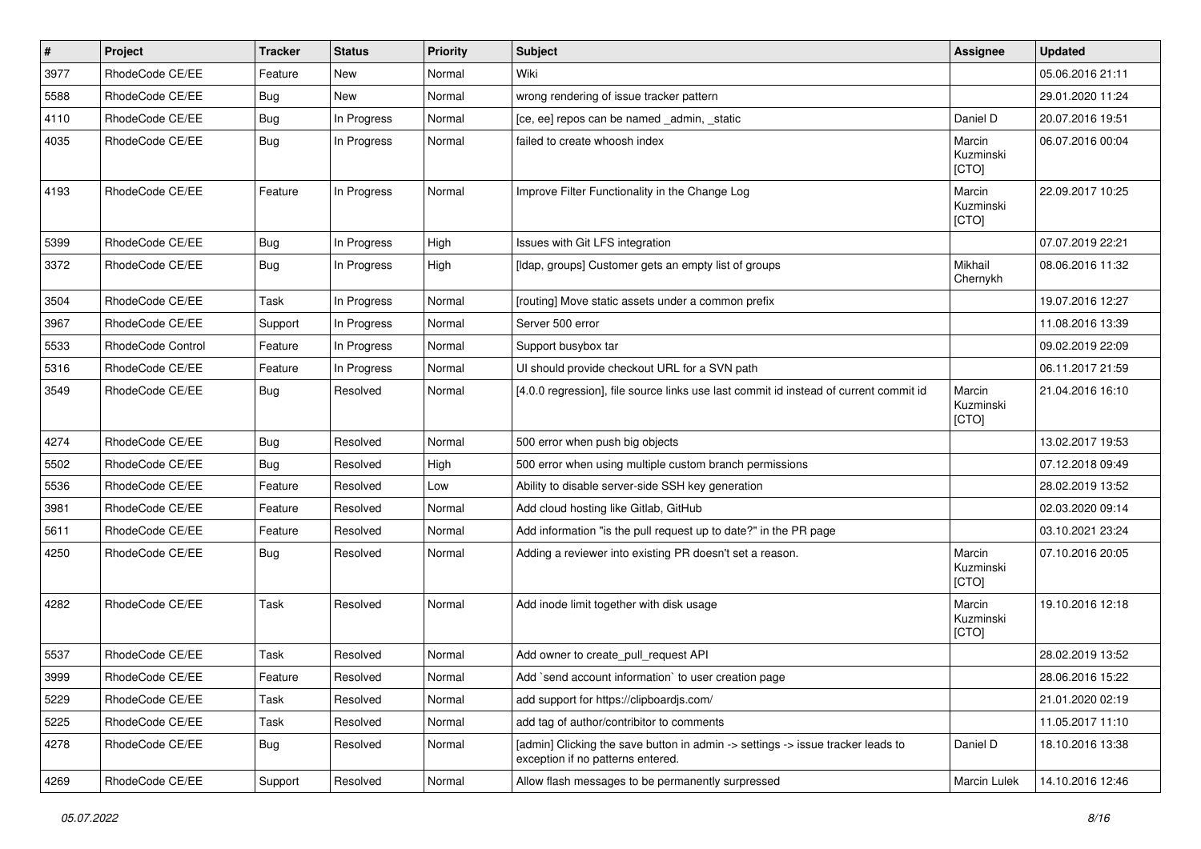| # | Project | Tracker | Status | Priority | Subject | Assignee | Updated |
| --- | --- | --- | --- | --- | --- | --- | --- |
| 3977 | RhodeCode CE/EE | Feature | New | Normal | Wiki | | 05.06.2016 21:11 |
| 5588 | RhodeCode CE/EE | Bug | New | Normal | wrong rendering of issue tracker pattern | | 29.01.2020 11:24 |
| 4110 | RhodeCode CE/EE | Bug | In Progress | Normal | [ce, ee] repos can be named _admin, _static | Daniel D | 20.07.2016 19:51 |
| 4035 | RhodeCode CE/EE | Bug | In Progress | Normal | failed to create whoosh index | Marcin Kuzminski [CTO] | 06.07.2016 00:04 |
| 4193 | RhodeCode CE/EE | Feature | In Progress | Normal | Improve Filter Functionality in the Change Log | Marcin Kuzminski [CTO] | 22.09.2017 10:25 |
| 5399 | RhodeCode CE/EE | Bug | In Progress | High | Issues with Git LFS integration | | 07.07.2019 22:21 |
| 3372 | RhodeCode CE/EE | Bug | In Progress | High | [ldap, groups] Customer gets an empty list of groups | Mikhail Chernykh | 08.06.2016 11:32 |
| 3504 | RhodeCode CE/EE | Task | In Progress | Normal | [routing] Move static assets under a common prefix | | 19.07.2016 12:27 |
| 3967 | RhodeCode CE/EE | Support | In Progress | Normal | Server 500 error | | 11.08.2016 13:39 |
| 5533 | RhodeCode Control | Feature | In Progress | Normal | Support busybox tar | | 09.02.2019 22:09 |
| 5316 | RhodeCode CE/EE | Feature | In Progress | Normal | UI should provide checkout URL for a SVN path | | 06.11.2017 21:59 |
| 3549 | RhodeCode CE/EE | Bug | Resolved | Normal | [4.0.0 regression], file source links use last commit id instead of current commit id | Marcin Kuzminski [CTO] | 21.04.2016 16:10 |
| 4274 | RhodeCode CE/EE | Bug | Resolved | Normal | 500 error when push big objects | | 13.02.2017 19:53 |
| 5502 | RhodeCode CE/EE | Bug | Resolved | High | 500 error when using multiple custom branch permissions | | 07.12.2018 09:49 |
| 5536 | RhodeCode CE/EE | Feature | Resolved | Low | Ability to disable server-side SSH key generation | | 28.02.2019 13:52 |
| 3981 | RhodeCode CE/EE | Feature | Resolved | Normal | Add cloud hosting like Gitlab, GitHub | | 02.03.2020 09:14 |
| 5611 | RhodeCode CE/EE | Feature | Resolved | Normal | Add information "is the pull request up to date?" in the PR page | | 03.10.2021 23:24 |
| 4250 | RhodeCode CE/EE | Bug | Resolved | Normal | Adding a reviewer into existing PR doesn't set a reason. | Marcin Kuzminski [CTO] | 07.10.2016 20:05 |
| 4282 | RhodeCode CE/EE | Task | Resolved | Normal | Add inode limit together with disk usage | Marcin Kuzminski [CTO] | 19.10.2016 12:18 |
| 5537 | RhodeCode CE/EE | Task | Resolved | Normal | Add owner to create_pull_request API | | 28.02.2019 13:52 |
| 3999 | RhodeCode CE/EE | Feature | Resolved | Normal | Add `send account information` to user creation page | | 28.06.2016 15:22 |
| 5229 | RhodeCode CE/EE | Task | Resolved | Normal | add support for https://clipboardjs.com/ | | 21.01.2020 02:19 |
| 5225 | RhodeCode CE/EE | Task | Resolved | Normal | add tag of author/contribitor to comments | | 11.05.2017 11:10 |
| 4278 | RhodeCode CE/EE | Bug | Resolved | Normal | [admin] Clicking the save button in admin -> settings -> issue tracker leads to exception if no patterns entered. | Daniel D | 18.10.2016 13:38 |
| 4269 | RhodeCode CE/EE | Support | Resolved | Normal | Allow flash messages to be permanently surpressed | Marcin Lulek | 14.10.2016 12:46 |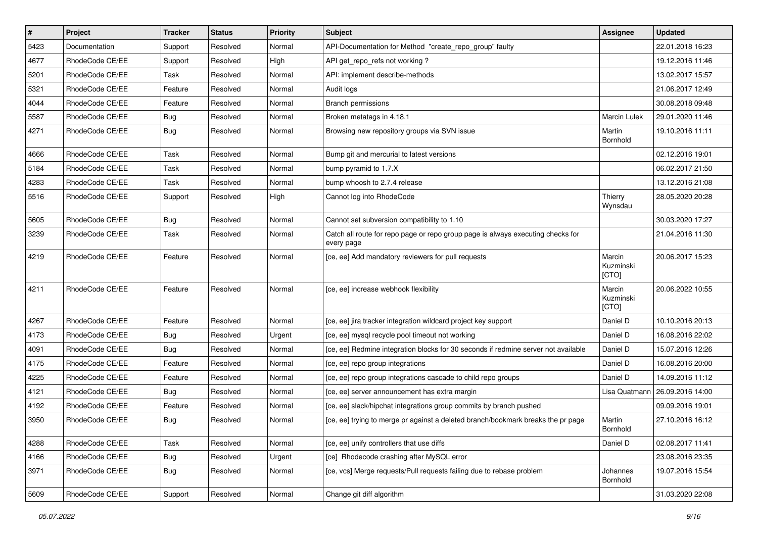| # | Project | Tracker | Status | Priority | Subject | Assignee | Updated |
|---|---|---|---|---|---|---|---|
| 5423 | Documentation | Support | Resolved | Normal | API-Documentation for Method "create_repo_group" faulty | | 22.01.2018 16:23 |
| 4677 | RhodeCode CE/EE | Support | Resolved | High | API get_repo_refs not working ? | | 19.12.2016 11:46 |
| 5201 | RhodeCode CE/EE | Task | Resolved | Normal | API: implement describe-methods | | 13.02.2017 15:57 |
| 5321 | RhodeCode CE/EE | Feature | Resolved | Normal | Audit logs | | 21.06.2017 12:49 |
| 4044 | RhodeCode CE/EE | Feature | Resolved | Normal | Branch permissions | | 30.08.2018 09:48 |
| 5587 | RhodeCode CE/EE | Bug | Resolved | Normal | Broken metatags in 4.18.1 | Marcin Lulek | 29.01.2020 11:46 |
| 4271 | RhodeCode CE/EE | Bug | Resolved | Normal | Browsing new repository groups via SVN issue | Martin Bornhold | 19.10.2016 11:11 |
| 4666 | RhodeCode CE/EE | Task | Resolved | Normal | Bump git and mercurial to latest versions | | 02.12.2016 19:01 |
| 5184 | RhodeCode CE/EE | Task | Resolved | Normal | bump pyramid to 1.7.X | | 06.02.2017 21:50 |
| 4283 | RhodeCode CE/EE | Task | Resolved | Normal | bump whoosh to 2.7.4 release | | 13.12.2016 21:08 |
| 5516 | RhodeCode CE/EE | Support | Resolved | High | Cannot log into RhodeCode | Thierry Wynsdau | 28.05.2020 20:28 |
| 5605 | RhodeCode CE/EE | Bug | Resolved | Normal | Cannot set subversion compatibility to 1.10 | | 30.03.2020 17:27 |
| 3239 | RhodeCode CE/EE | Task | Resolved | Normal | Catch all route for repo page or repo group page is always executing checks for every page | | 21.04.2016 11:30 |
| 4219 | RhodeCode CE/EE | Feature | Resolved | Normal | [ce, ee] Add mandatory reviewers for pull requests | Marcin Kuzminski [CTO] | 20.06.2017 15:23 |
| 4211 | RhodeCode CE/EE | Feature | Resolved | Normal | [ce, ee] increase webhook flexibility | Marcin Kuzminski [CTO] | 20.06.2022 10:55 |
| 4267 | RhodeCode CE/EE | Feature | Resolved | Normal | [ce, ee] jira tracker integration wildcard project key support | Daniel D | 10.10.2016 20:13 |
| 4173 | RhodeCode CE/EE | Bug | Resolved | Urgent | [ce, ee] mysql recycle pool timeout not working | Daniel D | 16.08.2016 22:02 |
| 4091 | RhodeCode CE/EE | Bug | Resolved | Normal | [ce, ee] Redmine integration blocks for 30 seconds if redmine server not available | Daniel D | 15.07.2016 12:26 |
| 4175 | RhodeCode CE/EE | Feature | Resolved | Normal | [ce, ee] repo group integrations | Daniel D | 16.08.2016 20:00 |
| 4225 | RhodeCode CE/EE | Feature | Resolved | Normal | [ce, ee] repo group integrations cascade to child repo groups | Daniel D | 14.09.2016 11:12 |
| 4121 | RhodeCode CE/EE | Bug | Resolved | Normal | [ce, ee] server announcement has extra margin | Lisa Quatmann | 26.09.2016 14:00 |
| 4192 | RhodeCode CE/EE | Feature | Resolved | Normal | [ce, ee] slack/hipchat integrations group commits by branch pushed | | 09.09.2016 19:01 |
| 3950 | RhodeCode CE/EE | Bug | Resolved | Normal | [ce, ee] trying to merge pr against a deleted branch/bookmark breaks the pr page | Martin Bornhold | 27.10.2016 16:12 |
| 4288 | RhodeCode CE/EE | Task | Resolved | Normal | [ce, ee] unify controllers that use diffs | Daniel D | 02.08.2017 11:41 |
| 4166 | RhodeCode CE/EE | Bug | Resolved | Urgent | [ce] Rhodecode crashing after MySQL error | | 23.08.2016 23:35 |
| 3971 | RhodeCode CE/EE | Bug | Resolved | Normal | [ce, vcs] Merge requests/Pull requests failing due to rebase problem | Johannes Bornhold | 19.07.2016 15:54 |
| 5609 | RhodeCode CE/EE | Support | Resolved | Normal | Change git diff algorithm | | 31.03.2020 22:08 |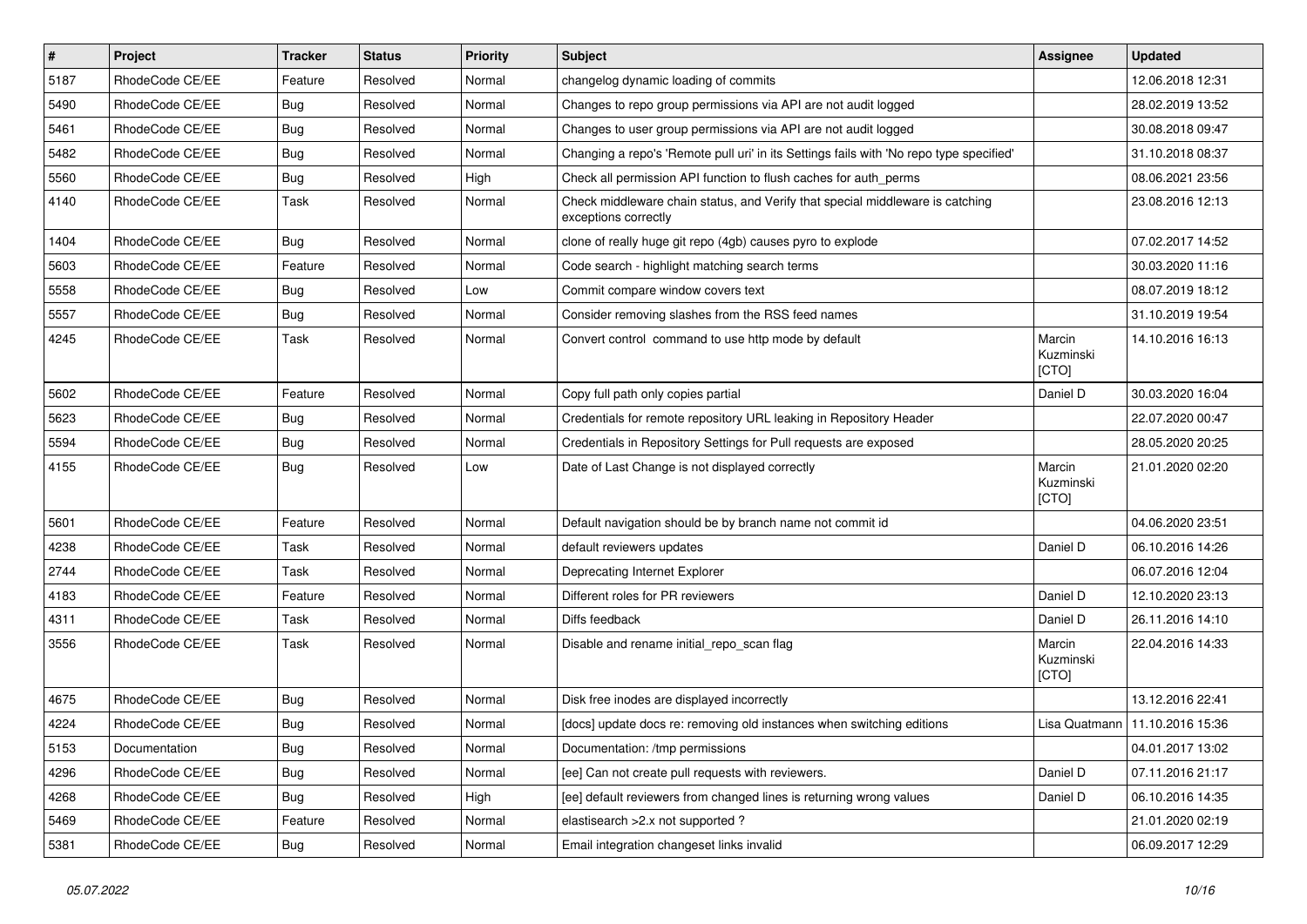| # | Project | Tracker | Status | Priority | Subject | Assignee | Updated |
|---|---|---|---|---|---|---|---|
| 5187 | RhodeCode CE/EE | Feature | Resolved | Normal | changelog dynamic loading of commits | | 12.06.2018 12:31 |
| 5490 | RhodeCode CE/EE | Bug | Resolved | Normal | Changes to repo group permissions via API are not audit logged | | 28.02.2019 13:52 |
| 5461 | RhodeCode CE/EE | Bug | Resolved | Normal | Changes to user group permissions via API are not audit logged | | 30.08.2018 09:47 |
| 5482 | RhodeCode CE/EE | Bug | Resolved | Normal | Changing a repo's 'Remote pull uri' in its Settings fails with 'No repo type specified' | | 31.10.2018 08:37 |
| 5560 | RhodeCode CE/EE | Bug | Resolved | High | Check all permission API function to flush caches for auth_perms | | 08.06.2021 23:56 |
| 4140 | RhodeCode CE/EE | Task | Resolved | Normal | Check middleware chain status, and Verify that special middleware is catching exceptions correctly | | 23.08.2016 12:13 |
| 1404 | RhodeCode CE/EE | Bug | Resolved | Normal | clone of really huge git repo (4gb) causes pyro to explode | | 07.02.2017 14:52 |
| 5603 | RhodeCode CE/EE | Feature | Resolved | Normal | Code search - highlight matching search terms | | 30.03.2020 11:16 |
| 5558 | RhodeCode CE/EE | Bug | Resolved | Low | Commit compare window covers text | | 08.07.2019 18:12 |
| 5557 | RhodeCode CE/EE | Bug | Resolved | Normal | Consider removing slashes from the RSS feed names | | 31.10.2019 19:54 |
| 4245 | RhodeCode CE/EE | Task | Resolved | Normal | Convert control command to use http mode by default | Marcin Kuzminski [CTO] | 14.10.2016 16:13 |
| 5602 | RhodeCode CE/EE | Feature | Resolved | Normal | Copy full path only copies partial | Daniel D | 30.03.2020 16:04 |
| 5623 | RhodeCode CE/EE | Bug | Resolved | Normal | Credentials for remote repository URL leaking in Repository Header | | 22.07.2020 00:47 |
| 5594 | RhodeCode CE/EE | Bug | Resolved | Normal | Credentials in Repository Settings for Pull requests are exposed | | 28.05.2020 20:25 |
| 4155 | RhodeCode CE/EE | Bug | Resolved | Low | Date of Last Change is not displayed correctly | Marcin Kuzminski [CTO] | 21.01.2020 02:20 |
| 5601 | RhodeCode CE/EE | Feature | Resolved | Normal | Default navigation should be by branch name not commit id | | 04.06.2020 23:51 |
| 4238 | RhodeCode CE/EE | Task | Resolved | Normal | default reviewers updates | Daniel D | 06.10.2016 14:26 |
| 2744 | RhodeCode CE/EE | Task | Resolved | Normal | Deprecating Internet Explorer | | 06.07.2016 12:04 |
| 4183 | RhodeCode CE/EE | Feature | Resolved | Normal | Different roles for PR reviewers | Daniel D | 12.10.2020 23:13 |
| 4311 | RhodeCode CE/EE | Task | Resolved | Normal | Diffs feedback | Daniel D | 26.11.2016 14:10 |
| 3556 | RhodeCode CE/EE | Task | Resolved | Normal | Disable and rename initial_repo_scan flag | Marcin Kuzminski [CTO] | 22.04.2016 14:33 |
| 4675 | RhodeCode CE/EE | Bug | Resolved | Normal | Disk free inodes are displayed incorrectly | | 13.12.2016 22:41 |
| 4224 | RhodeCode CE/EE | Bug | Resolved | Normal | [docs] update docs re: removing old instances when switching editions | Lisa Quatmann | 11.10.2016 15:36 |
| 5153 | Documentation | Bug | Resolved | Normal | Documentation: /tmp permissions | | 04.01.2017 13:02 |
| 4296 | RhodeCode CE/EE | Bug | Resolved | Normal | [ee] Can not create pull requests with reviewers. | Daniel D | 07.11.2016 21:17 |
| 4268 | RhodeCode CE/EE | Bug | Resolved | High | [ee] default reviewers from changed lines is returning wrong values | Daniel D | 06.10.2016 14:35 |
| 5469 | RhodeCode CE/EE | Feature | Resolved | Normal | elastisearch >2.x not supported ? | | 21.01.2020 02:19 |
| 5381 | RhodeCode CE/EE | Bug | Resolved | Normal | Email integration changeset links invalid | | 06.09.2017 12:29 |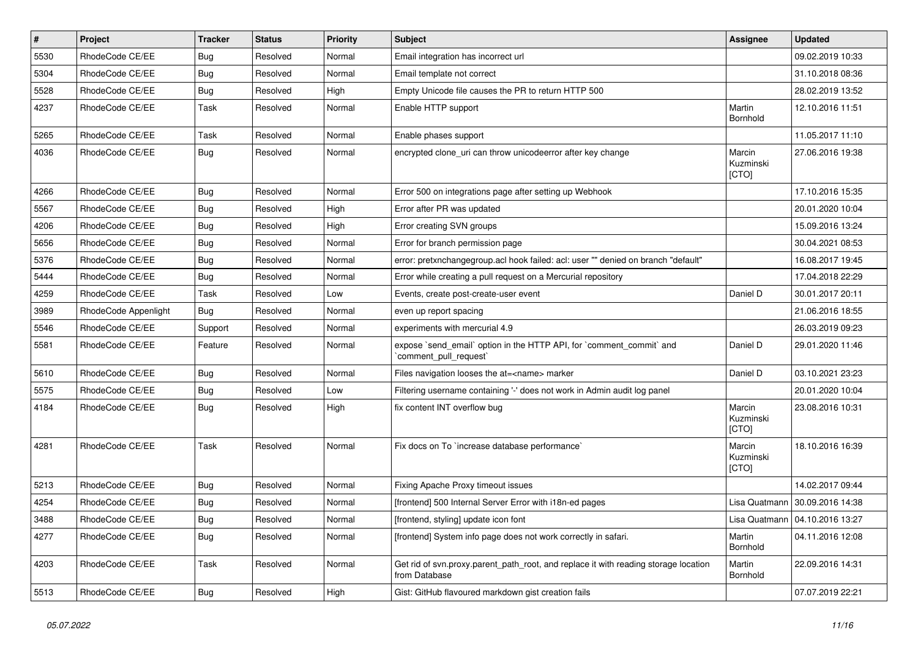| # | Project | Tracker | Status | Priority | Subject | Assignee | Updated |
|---|---|---|---|---|---|---|---|
| 5530 | RhodeCode CE/EE | Bug | Resolved | Normal | Email integration has incorrect url | | 09.02.2019 10:33 |
| 5304 | RhodeCode CE/EE | Bug | Resolved | Normal | Email template not correct | | 31.10.2018 08:36 |
| 5528 | RhodeCode CE/EE | Bug | Resolved | High | Empty Unicode file causes the PR to return HTTP 500 | | 28.02.2019 13:52 |
| 4237 | RhodeCode CE/EE | Task | Resolved | Normal | Enable HTTP support | Martin Bornhold | 12.10.2016 11:51 |
| 5265 | RhodeCode CE/EE | Task | Resolved | Normal | Enable phases support | | 11.05.2017 11:10 |
| 4036 | RhodeCode CE/EE | Bug | Resolved | Normal | encrypted clone_uri can throw unicodeerror after key change | Marcin Kuzminski [CTO] | 27.06.2016 19:38 |
| 4266 | RhodeCode CE/EE | Bug | Resolved | Normal | Error 500 on integrations page after setting up Webhook | | 17.10.2016 15:35 |
| 5567 | RhodeCode CE/EE | Bug | Resolved | High | Error after PR was updated | | 20.01.2020 10:04 |
| 4206 | RhodeCode CE/EE | Bug | Resolved | High | Error creating SVN groups | | 15.09.2016 13:24 |
| 5656 | RhodeCode CE/EE | Bug | Resolved | Normal | Error for branch permission page | | 30.04.2021 08:53 |
| 5376 | RhodeCode CE/EE | Bug | Resolved | Normal | error: pretxnchangegroup.acl hook failed: acl: user "" denied on branch "default" | | 16.08.2017 19:45 |
| 5444 | RhodeCode CE/EE | Bug | Resolved | Normal | Error while creating a pull request on a Mercurial repository | | 17.04.2018 22:29 |
| 4259 | RhodeCode CE/EE | Task | Resolved | Low | Events, create post-create-user event | Daniel D | 30.01.2017 20:11 |
| 3989 | RhodeCode Appenlight | Bug | Resolved | Normal | even up report spacing | | 21.06.2016 18:55 |
| 5546 | RhodeCode CE/EE | Support | Resolved | Normal | experiments with mercurial 4.9 | | 26.03.2019 09:23 |
| 5581 | RhodeCode CE/EE | Feature | Resolved | Normal | expose `send_email` option in the HTTP API, for `comment_commit` and `comment_pull_request` | Daniel D | 29.01.2020 11:46 |
| 5610 | RhodeCode CE/EE | Bug | Resolved | Normal | Files navigation looses the at=<name> marker | Daniel D | 03.10.2021 23:23 |
| 5575 | RhodeCode CE/EE | Bug | Resolved | Low | Filtering username containing '-' does not work in Admin audit log panel | | 20.01.2020 10:04 |
| 4184 | RhodeCode CE/EE | Bug | Resolved | High | fix content INT overflow bug | Marcin Kuzminski [CTO] | 23.08.2016 10:31 |
| 4281 | RhodeCode CE/EE | Task | Resolved | Normal | Fix docs on To `increase database performance` | Marcin Kuzminski [CTO] | 18.10.2016 16:39 |
| 5213 | RhodeCode CE/EE | Bug | Resolved | Normal | Fixing Apache Proxy timeout issues | | 14.02.2017 09:44 |
| 4254 | RhodeCode CE/EE | Bug | Resolved | Normal | [frontend] 500 Internal Server Error with i18n-ed pages | Lisa Quatmann | 30.09.2016 14:38 |
| 3488 | RhodeCode CE/EE | Bug | Resolved | Normal | [frontend, styling] update icon font | Lisa Quatmann | 04.10.2016 13:27 |
| 4277 | RhodeCode CE/EE | Bug | Resolved | Normal | [frontend] System info page does not work correctly in safari. | Martin Bornhold | 04.11.2016 12:08 |
| 4203 | RhodeCode CE/EE | Task | Resolved | Normal | Get rid of svn.proxy.parent_path_root, and replace it with reading storage location from Database | Martin Bornhold | 22.09.2016 14:31 |
| 5513 | RhodeCode CE/EE | Bug | Resolved | High | Gist: GitHub flavoured markdown gist creation fails | | 07.07.2019 22:21 |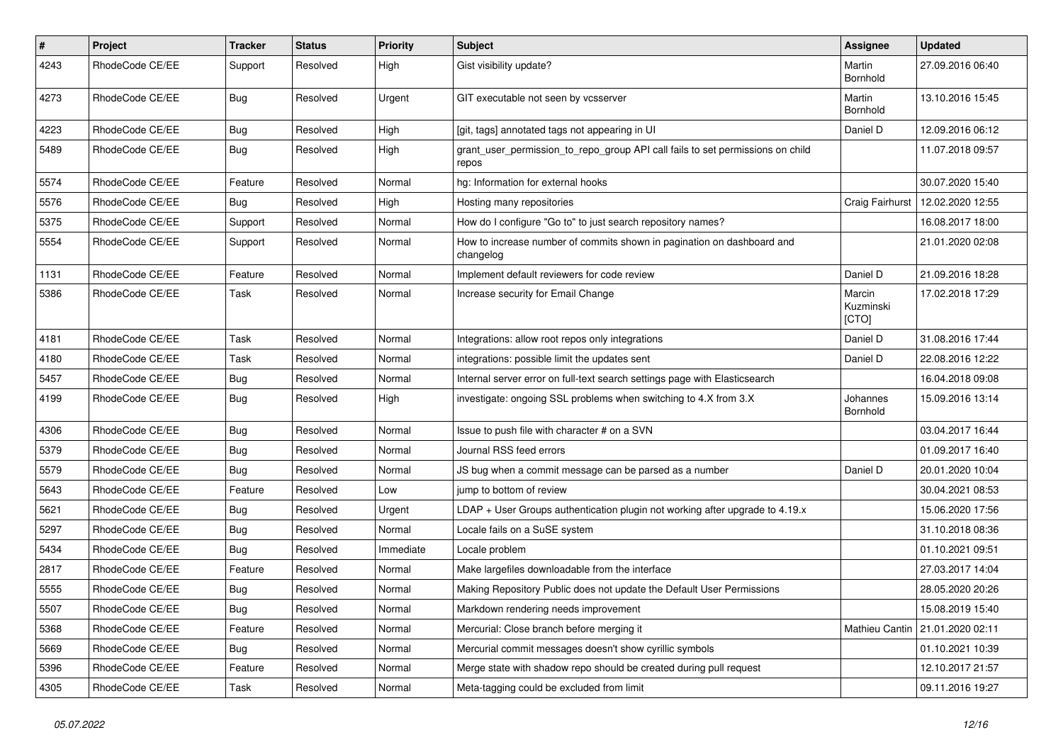| # | Project | Tracker | Status | Priority | Subject | Assignee | Updated |
|---|---|---|---|---|---|---|---|
| 4243 | RhodeCode CE/EE | Support | Resolved | High | Gist visibility update? | Martin Bornhold | 27.09.2016 06:40 |
| 4273 | RhodeCode CE/EE | Bug | Resolved | Urgent | GIT executable not seen by vcsserver | Martin Bornhold | 13.10.2016 15:45 |
| 4223 | RhodeCode CE/EE | Bug | Resolved | High | [git, tags] annotated tags not appearing in UI | Daniel D | 12.09.2016 06:12 |
| 5489 | RhodeCode CE/EE | Bug | Resolved | High | grant_user_permission_to_repo_group API call fails to set permissions on child repos | | 11.07.2018 09:57 |
| 5574 | RhodeCode CE/EE | Feature | Resolved | Normal | hg: Information for external hooks | | 30.07.2020 15:40 |
| 5576 | RhodeCode CE/EE | Bug | Resolved | High | Hosting many repositories | Craig Fairhurst | 12.02.2020 12:55 |
| 5375 | RhodeCode CE/EE | Support | Resolved | Normal | How do I configure "Go to" to just search repository names? | | 16.08.2017 18:00 |
| 5554 | RhodeCode CE/EE | Support | Resolved | Normal | How to increase number of commits shown in pagination on dashboard and changelog | | 21.01.2020 02:08 |
| 1131 | RhodeCode CE/EE | Feature | Resolved | Normal | Implement default reviewers for code review | Daniel D | 21.09.2016 18:28 |
| 5386 | RhodeCode CE/EE | Task | Resolved | Normal | Increase security for Email Change | Marcin Kuzminski [CTO] | 17.02.2018 17:29 |
| 4181 | RhodeCode CE/EE | Task | Resolved | Normal | Integrations: allow root repos only integrations | Daniel D | 31.08.2016 17:44 |
| 4180 | RhodeCode CE/EE | Task | Resolved | Normal | integrations: possible limit the updates sent | Daniel D | 22.08.2016 12:22 |
| 5457 | RhodeCode CE/EE | Bug | Resolved | Normal | Internal server error on full-text search settings page with Elasticsearch | | 16.04.2018 09:08 |
| 4199 | RhodeCode CE/EE | Bug | Resolved | High | investigate: ongoing SSL problems when switching to 4.X from 3.X | Johannes Bornhold | 15.09.2016 13:14 |
| 4306 | RhodeCode CE/EE | Bug | Resolved | Normal | Issue to push file with character # on a SVN | | 03.04.2017 16:44 |
| 5379 | RhodeCode CE/EE | Bug | Resolved | Normal | Journal RSS feed errors | | 01.09.2017 16:40 |
| 5579 | RhodeCode CE/EE | Bug | Resolved | Normal | JS bug when a commit message can be parsed as a number | Daniel D | 20.01.2020 10:04 |
| 5643 | RhodeCode CE/EE | Feature | Resolved | Low | jump to bottom of review | | 30.04.2021 08:53 |
| 5621 | RhodeCode CE/EE | Bug | Resolved | Urgent | LDAP + User Groups authentication plugin not working after upgrade to 4.19.x | | 15.06.2020 17:56 |
| 5297 | RhodeCode CE/EE | Bug | Resolved | Normal | Locale fails on a SuSE system | | 31.10.2018 08:36 |
| 5434 | RhodeCode CE/EE | Bug | Resolved | Immediate | Locale problem | | 01.10.2021 09:51 |
| 2817 | RhodeCode CE/EE | Feature | Resolved | Normal | Make largefiles downloadable from the interface | | 27.03.2017 14:04 |
| 5555 | RhodeCode CE/EE | Bug | Resolved | Normal | Making Repository Public does not update the Default User Permissions | | 28.05.2020 20:26 |
| 5507 | RhodeCode CE/EE | Bug | Resolved | Normal | Markdown rendering needs improvement | | 15.08.2019 15:40 |
| 5368 | RhodeCode CE/EE | Feature | Resolved | Normal | Mercurial: Close branch before merging it | Mathieu Cantin | 21.01.2020 02:11 |
| 5669 | RhodeCode CE/EE | Bug | Resolved | Normal | Mercurial commit messages doesn't show cyrillic symbols | | 01.10.2021 10:39 |
| 5396 | RhodeCode CE/EE | Feature | Resolved | Normal | Merge state with shadow repo should be created during pull request | | 12.10.2017 21:57 |
| 4305 | RhodeCode CE/EE | Task | Resolved | Normal | Meta-tagging could be excluded from limit | | 09.11.2016 19:27 |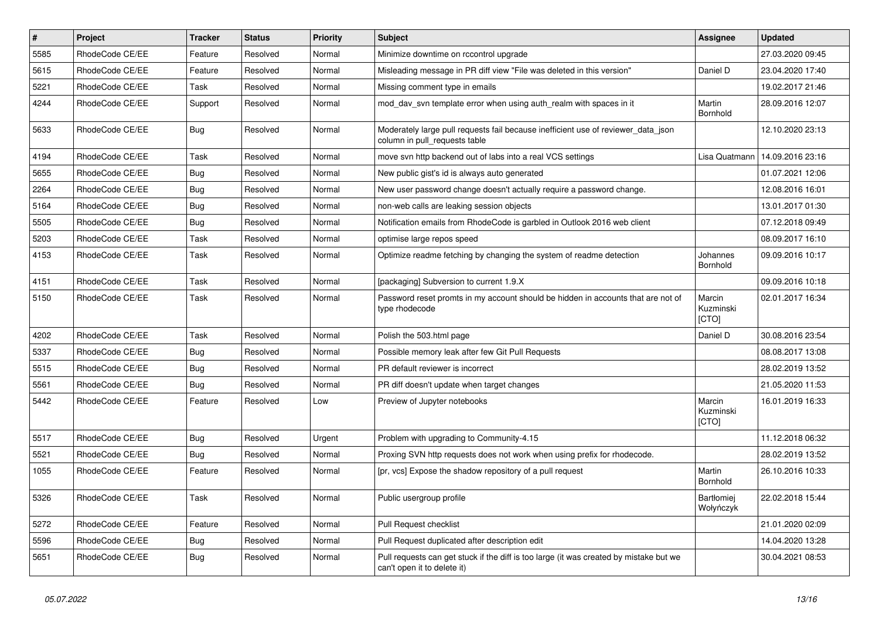| # | Project | Tracker | Status | Priority | Subject | Assignee | Updated |
|---|---|---|---|---|---|---|---|
| 5585 | RhodeCode CE/EE | Feature | Resolved | Normal | Minimize downtime on rccontrol upgrade | | 27.03.2020 09:45 |
| 5615 | RhodeCode CE/EE | Feature | Resolved | Normal | Misleading message in PR diff view "File was deleted in this version" | Daniel D | 23.04.2020 17:40 |
| 5221 | RhodeCode CE/EE | Task | Resolved | Normal | Missing comment type in emails | | 19.02.2017 21:46 |
| 4244 | RhodeCode CE/EE | Support | Resolved | Normal | mod_dav_svn template error when using auth_realm with spaces in it | Martin Bornhold | 28.09.2016 12:07 |
| 5633 | RhodeCode CE/EE | Bug | Resolved | Normal | Moderately large pull requests fail because inefficient use of reviewer_data_json column in pull_requests table | | 12.10.2020 23:13 |
| 4194 | RhodeCode CE/EE | Task | Resolved | Normal | move svn http backend out of labs into a real VCS settings | Lisa Quatmann | 14.09.2016 23:16 |
| 5655 | RhodeCode CE/EE | Bug | Resolved | Normal | New public gist's id is always auto generated | | 01.07.2021 12:06 |
| 2264 | RhodeCode CE/EE | Bug | Resolved | Normal | New user password change doesn't actually require a password change. | | 12.08.2016 16:01 |
| 5164 | RhodeCode CE/EE | Bug | Resolved | Normal | non-web calls are leaking session objects | | 13.01.2017 01:30 |
| 5505 | RhodeCode CE/EE | Bug | Resolved | Normal | Notification emails from RhodeCode is garbled in Outlook 2016 web client | | 07.12.2018 09:49 |
| 5203 | RhodeCode CE/EE | Task | Resolved | Normal | optimise large repos speed | | 08.09.2017 16:10 |
| 4153 | RhodeCode CE/EE | Task | Resolved | Normal | Optimize readme fetching by changing the system of readme detection | Johannes Bornhold | 09.09.2016 10:17 |
| 4151 | RhodeCode CE/EE | Task | Resolved | Normal | [packaging] Subversion to current 1.9.X | | 09.09.2016 10:18 |
| 5150 | RhodeCode CE/EE | Task | Resolved | Normal | Password reset promts in my account should be hidden in accounts that are not of type rhodecode | Marcin Kuzminski [CTO] | 02.01.2017 16:34 |
| 4202 | RhodeCode CE/EE | Task | Resolved | Normal | Polish the 503.html page | Daniel D | 30.08.2016 23:54 |
| 5337 | RhodeCode CE/EE | Bug | Resolved | Normal | Possible memory leak after few Git Pull Requests | | 08.08.2017 13:08 |
| 5515 | RhodeCode CE/EE | Bug | Resolved | Normal | PR default reviewer is incorrect | | 28.02.2019 13:52 |
| 5561 | RhodeCode CE/EE | Bug | Resolved | Normal | PR diff doesn't update when target changes | | 21.05.2020 11:53 |
| 5442 | RhodeCode CE/EE | Feature | Resolved | Low | Preview of Jupyter notebooks | Marcin Kuzminski [CTO] | 16.01.2019 16:33 |
| 5517 | RhodeCode CE/EE | Bug | Resolved | Urgent | Problem with upgrading to Community-4.15 | | 11.12.2018 06:32 |
| 5521 | RhodeCode CE/EE | Bug | Resolved | Normal | Proxing SVN http requests does not work when using prefix for rhodecode. | | 28.02.2019 13:52 |
| 1055 | RhodeCode CE/EE | Feature | Resolved | Normal | [pr, vcs] Expose the shadow repository of a pull request | Martin Bornhold | 26.10.2016 10:33 |
| 5326 | RhodeCode CE/EE | Task | Resolved | Normal | Public usergroup profile | Bartłomiej Wołyńczyk | 22.02.2018 15:44 |
| 5272 | RhodeCode CE/EE | Feature | Resolved | Normal | Pull Request checklist | | 21.01.2020 02:09 |
| 5596 | RhodeCode CE/EE | Bug | Resolved | Normal | Pull Request duplicated after description edit | | 14.04.2020 13:28 |
| 5651 | RhodeCode CE/EE | Bug | Resolved | Normal | Pull requests can get stuck if the diff is too large (it was created by mistake but we can't open it to delete it) | | 30.04.2021 08:53 |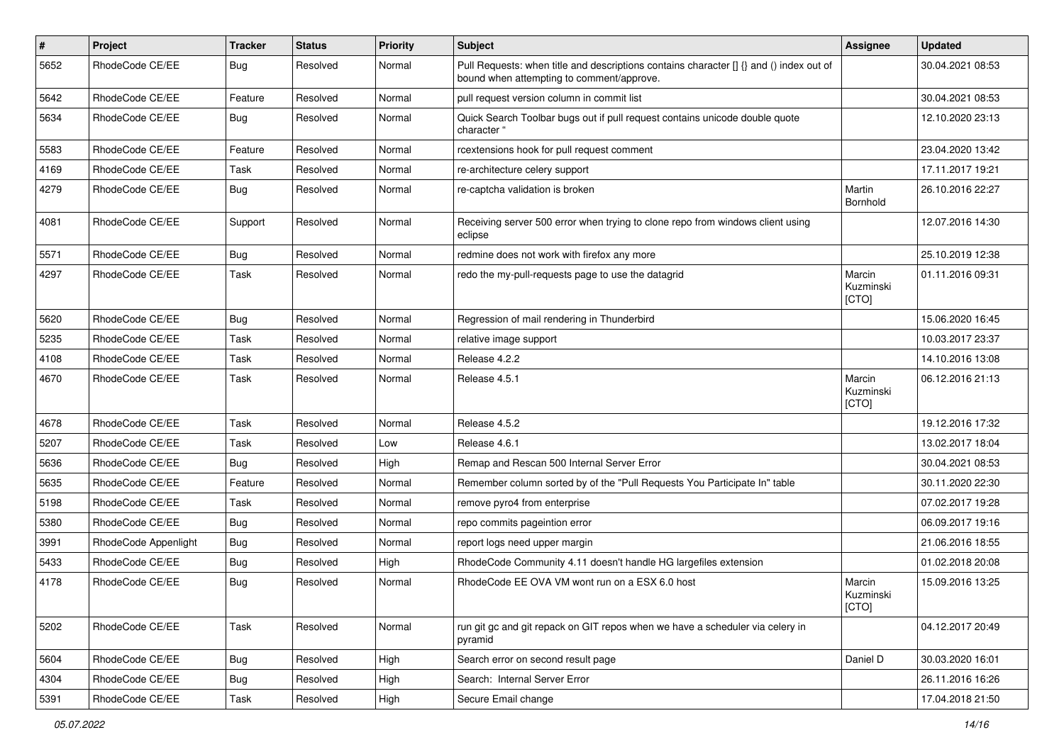| # | Project | Tracker | Status | Priority | Subject | Assignee | Updated |
|---|---|---|---|---|---|---|---|
| 5652 | RhodeCode CE/EE | Bug | Resolved | Normal | Pull Requests: when title and descriptions contains character [] {} and () index out of bound when attempting to comment/approve. | | 30.04.2021 08:53 |
| 5642 | RhodeCode CE/EE | Feature | Resolved | Normal | pull request version column in commit list | | 30.04.2021 08:53 |
| 5634 | RhodeCode CE/EE | Bug | Resolved | Normal | Quick Search Toolbar bugs out if pull request contains unicode double quote character " | | 12.10.2020 23:13 |
| 5583 | RhodeCode CE/EE | Feature | Resolved | Normal | rcextensions hook for pull request comment | | 23.04.2020 13:42 |
| 4169 | RhodeCode CE/EE | Task | Resolved | Normal | re-architecture celery support | | 17.11.2017 19:21 |
| 4279 | RhodeCode CE/EE | Bug | Resolved | Normal | re-captcha validation is broken | Martin Bornhold | 26.10.2016 22:27 |
| 4081 | RhodeCode CE/EE | Support | Resolved | Normal | Receiving server 500 error when trying to clone repo from windows client using eclipse | | 12.07.2016 14:30 |
| 5571 | RhodeCode CE/EE | Bug | Resolved | Normal | redmine does not work with firefox any more | | 25.10.2019 12:38 |
| 4297 | RhodeCode CE/EE | Task | Resolved | Normal | redo the my-pull-requests page to use the datagrid | Marcin Kuzminski [CTO] | 01.11.2016 09:31 |
| 5620 | RhodeCode CE/EE | Bug | Resolved | Normal | Regression of mail rendering in Thunderbird | | 15.06.2020 16:45 |
| 5235 | RhodeCode CE/EE | Task | Resolved | Normal | relative image support | | 10.03.2017 23:37 |
| 4108 | RhodeCode CE/EE | Task | Resolved | Normal | Release 4.2.2 | | 14.10.2016 13:08 |
| 4670 | RhodeCode CE/EE | Task | Resolved | Normal | Release 4.5.1 | Marcin Kuzminski [CTO] | 06.12.2016 21:13 |
| 4678 | RhodeCode CE/EE | Task | Resolved | Normal | Release 4.5.2 | | 19.12.2016 17:32 |
| 5207 | RhodeCode CE/EE | Task | Resolved | Low | Release 4.6.1 | | 13.02.2017 18:04 |
| 5636 | RhodeCode CE/EE | Bug | Resolved | High | Remap and Rescan 500 Internal Server Error | | 30.04.2021 08:53 |
| 5635 | RhodeCode CE/EE | Feature | Resolved | Normal | Remember column sorted by of the "Pull Requests You Participate In" table | | 30.11.2020 22:30 |
| 5198 | RhodeCode CE/EE | Task | Resolved | Normal | remove pyro4 from enterprise | | 07.02.2017 19:28 |
| 5380 | RhodeCode CE/EE | Bug | Resolved | Normal | repo commits pageintion error | | 06.09.2017 19:16 |
| 3991 | RhodeCode Appenlight | Bug | Resolved | Normal | report logs need upper margin | | 21.06.2016 18:55 |
| 5433 | RhodeCode CE/EE | Bug | Resolved | High | RhodeCode Community 4.11 doesn't handle HG largefiles extension | | 01.02.2018 20:08 |
| 4178 | RhodeCode CE/EE | Bug | Resolved | Normal | RhodeCode EE OVA VM wont run on a ESX 6.0 host | Marcin Kuzminski [CTO] | 15.09.2016 13:25 |
| 5202 | RhodeCode CE/EE | Task | Resolved | Normal | run git gc and git repack on GIT repos when we have a scheduler via celery in pyramid | | 04.12.2017 20:49 |
| 5604 | RhodeCode CE/EE | Bug | Resolved | High | Search error on second result page | Daniel D | 30.03.2020 16:01 |
| 4304 | RhodeCode CE/EE | Bug | Resolved | High | Search: Internal Server Error | | 26.11.2016 16:26 |
| 5391 | RhodeCode CE/EE | Task | Resolved | High | Secure Email change | | 17.04.2018 21:50 |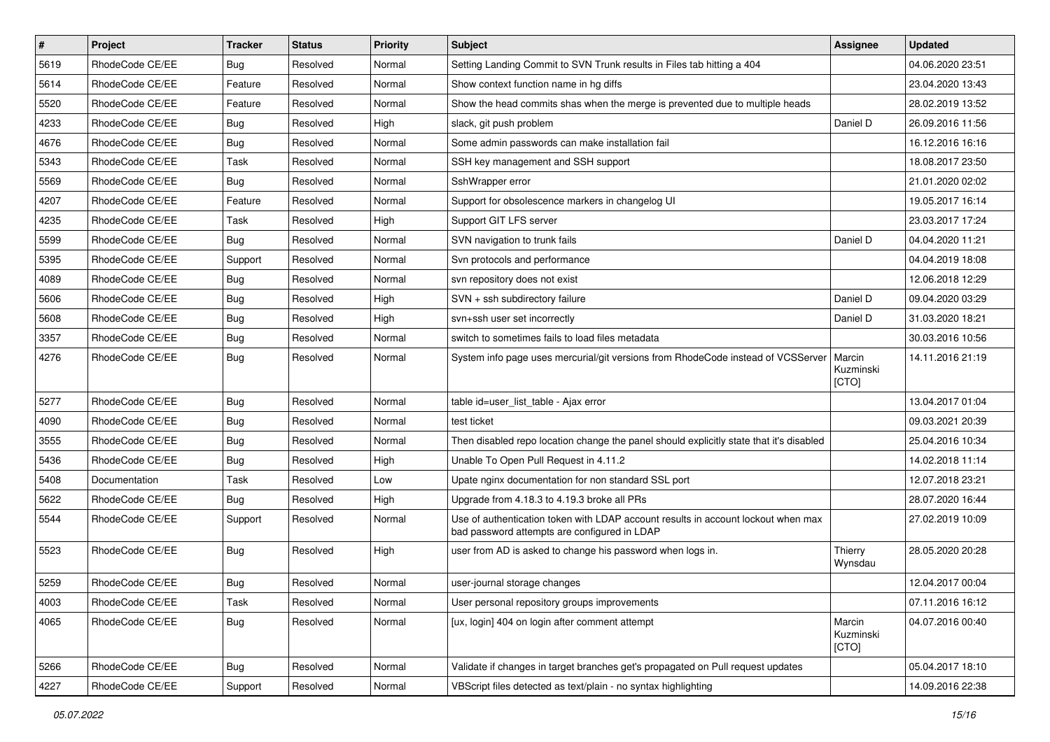| # | Project | Tracker | Status | Priority | Subject | Assignee | Updated |
|---|---|---|---|---|---|---|---|
| 5619 | RhodeCode CE/EE | Bug | Resolved | Normal | Setting Landing Commit to SVN Trunk results in Files tab hitting a 404 | | 04.06.2020 23:51 |
| 5614 | RhodeCode CE/EE | Feature | Resolved | Normal | Show context function name in hg diffs | | 23.04.2020 13:43 |
| 5520 | RhodeCode CE/EE | Feature | Resolved | Normal | Show the head commits shas when the merge is prevented due to multiple heads | | 28.02.2019 13:52 |
| 4233 | RhodeCode CE/EE | Bug | Resolved | High | slack, git push problem | Daniel D | 26.09.2016 11:56 |
| 4676 | RhodeCode CE/EE | Bug | Resolved | Normal | Some admin passwords can make installation fail | | 16.12.2016 16:16 |
| 5343 | RhodeCode CE/EE | Task | Resolved | Normal | SSH key management and SSH support | | 18.08.2017 23:50 |
| 5569 | RhodeCode CE/EE | Bug | Resolved | Normal | SshWrapper error | | 21.01.2020 02:02 |
| 4207 | RhodeCode CE/EE | Feature | Resolved | Normal | Support for obsolescence markers in changelog UI | | 19.05.2017 16:14 |
| 4235 | RhodeCode CE/EE | Task | Resolved | High | Support GIT LFS server | | 23.03.2017 17:24 |
| 5599 | RhodeCode CE/EE | Bug | Resolved | Normal | SVN navigation to trunk fails | Daniel D | 04.04.2020 11:21 |
| 5395 | RhodeCode CE/EE | Support | Resolved | Normal | Svn protocols and performance | | 04.04.2019 18:08 |
| 4089 | RhodeCode CE/EE | Bug | Resolved | Normal | svn repository does not exist | | 12.06.2018 12:29 |
| 5606 | RhodeCode CE/EE | Bug | Resolved | High | SVN + ssh subdirectory failure | Daniel D | 09.04.2020 03:29 |
| 5608 | RhodeCode CE/EE | Bug | Resolved | High | svn+ssh user set incorrectly | Daniel D | 31.03.2020 18:21 |
| 3357 | RhodeCode CE/EE | Bug | Resolved | Normal | switch to sometimes fails to load files metadata | | 30.03.2016 10:56 |
| 4276 | RhodeCode CE/EE | Bug | Resolved | Normal | System info page uses mercurial/git versions from RhodeCode instead of VCSServer | Marcin Kuzminski [CTO] | 14.11.2016 21:19 |
| 5277 | RhodeCode CE/EE | Bug | Resolved | Normal | table id=user_list_table - Ajax error | | 13.04.2017 01:04 |
| 4090 | RhodeCode CE/EE | Bug | Resolved | Normal | test ticket | | 09.03.2021 20:39 |
| 3555 | RhodeCode CE/EE | Bug | Resolved | Normal | Then disabled repo location change the panel should explicitly state that it's disabled | | 25.04.2016 10:34 |
| 5436 | RhodeCode CE/EE | Bug | Resolved | High | Unable To Open Pull Request in 4.11.2 | | 14.02.2018 11:14 |
| 5408 | Documentation | Task | Resolved | Low | Upate nginx documentation for non standard SSL port | | 12.07.2018 23:21 |
| 5622 | RhodeCode CE/EE | Bug | Resolved | High | Upgrade from 4.18.3 to 4.19.3 broke all PRs | | 28.07.2020 16:44 |
| 5544 | RhodeCode CE/EE | Support | Resolved | Normal | Use of authentication token with LDAP account results in account lockout when max bad password attempts are configured in LDAP | | 27.02.2019 10:09 |
| 5523 | RhodeCode CE/EE | Bug | Resolved | High | user from AD is asked to change his password when logs in. | Thierry Wynsdau | 28.05.2020 20:28 |
| 5259 | RhodeCode CE/EE | Bug | Resolved | Normal | user-journal storage changes | | 12.04.2017 00:04 |
| 4003 | RhodeCode CE/EE | Task | Resolved | Normal | User personal repository groups improvements | | 07.11.2016 16:12 |
| 4065 | RhodeCode CE/EE | Bug | Resolved | Normal | [ux, login] 404 on login after comment attempt | Marcin Kuzminski [CTO] | 04.07.2016 00:40 |
| 5266 | RhodeCode CE/EE | Bug | Resolved | Normal | Validate if changes in target branches get's propagated on Pull request updates | | 05.04.2017 18:10 |
| 4227 | RhodeCode CE/EE | Support | Resolved | Normal | VBScript files detected as text/plain - no syntax highlighting | | 14.09.2016 22:38 |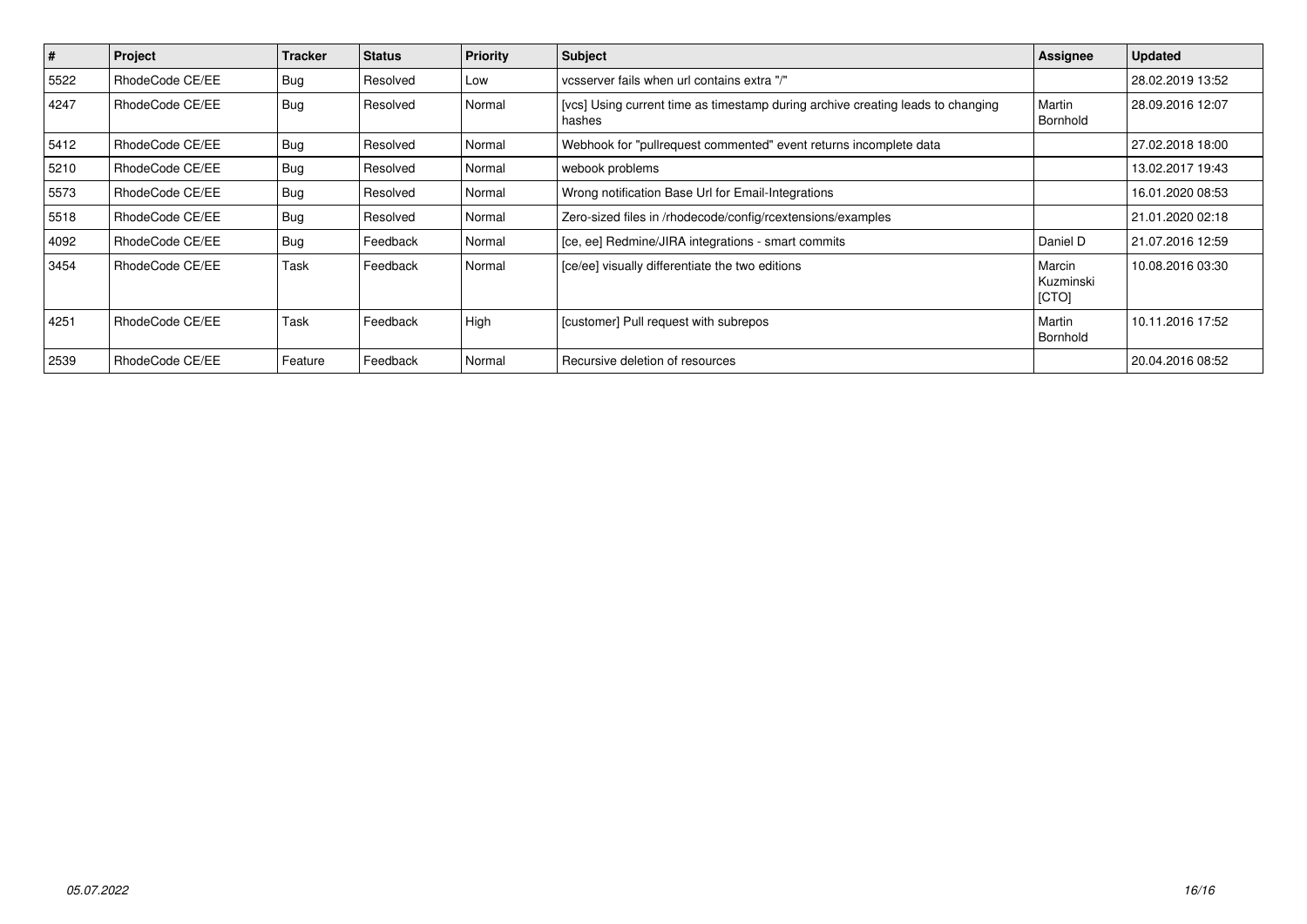| # | Project | Tracker | Status | Priority | Subject | Assignee | Updated |
|---|---|---|---|---|---|---|---|
| 5522 | RhodeCode CE/EE | Bug | Resolved | Low | vcsserver fails when url contains extra "/" | | 28.02.2019 13:52 |
| 4247 | RhodeCode CE/EE | Bug | Resolved | Normal | [vcs] Using current time as timestamp during archive creating leads to changing hashes | Martin Bornhold | 28.09.2016 12:07 |
| 5412 | RhodeCode CE/EE | Bug | Resolved | Normal | Webhook for "pullrequest commented" event returns incomplete data | | 27.02.2018 18:00 |
| 5210 | RhodeCode CE/EE | Bug | Resolved | Normal | webook problems | | 13.02.2017 19:43 |
| 5573 | RhodeCode CE/EE | Bug | Resolved | Normal | Wrong notification Base Url for Email-Integrations | | 16.01.2020 08:53 |
| 5518 | RhodeCode CE/EE | Bug | Resolved | Normal | Zero-sized files in /rhodecode/config/rcextensions/examples | | 21.01.2020 02:18 |
| 4092 | RhodeCode CE/EE | Bug | Feedback | Normal | [ce, ee] Redmine/JIRA integrations - smart commits | Daniel D | 21.07.2016 12:59 |
| 3454 | RhodeCode CE/EE | Task | Feedback | Normal | [ce/ee] visually differentiate the two editions | Marcin Kuzminski [CTO] | 10.08.2016 03:30 |
| 4251 | RhodeCode CE/EE | Task | Feedback | High | [customer] Pull request with subrepos | Martin Bornhold | 10.11.2016 17:52 |
| 2539 | RhodeCode CE/EE | Feature | Feedback | Normal | Recursive deletion of resources | | 20.04.2016 08:52 |